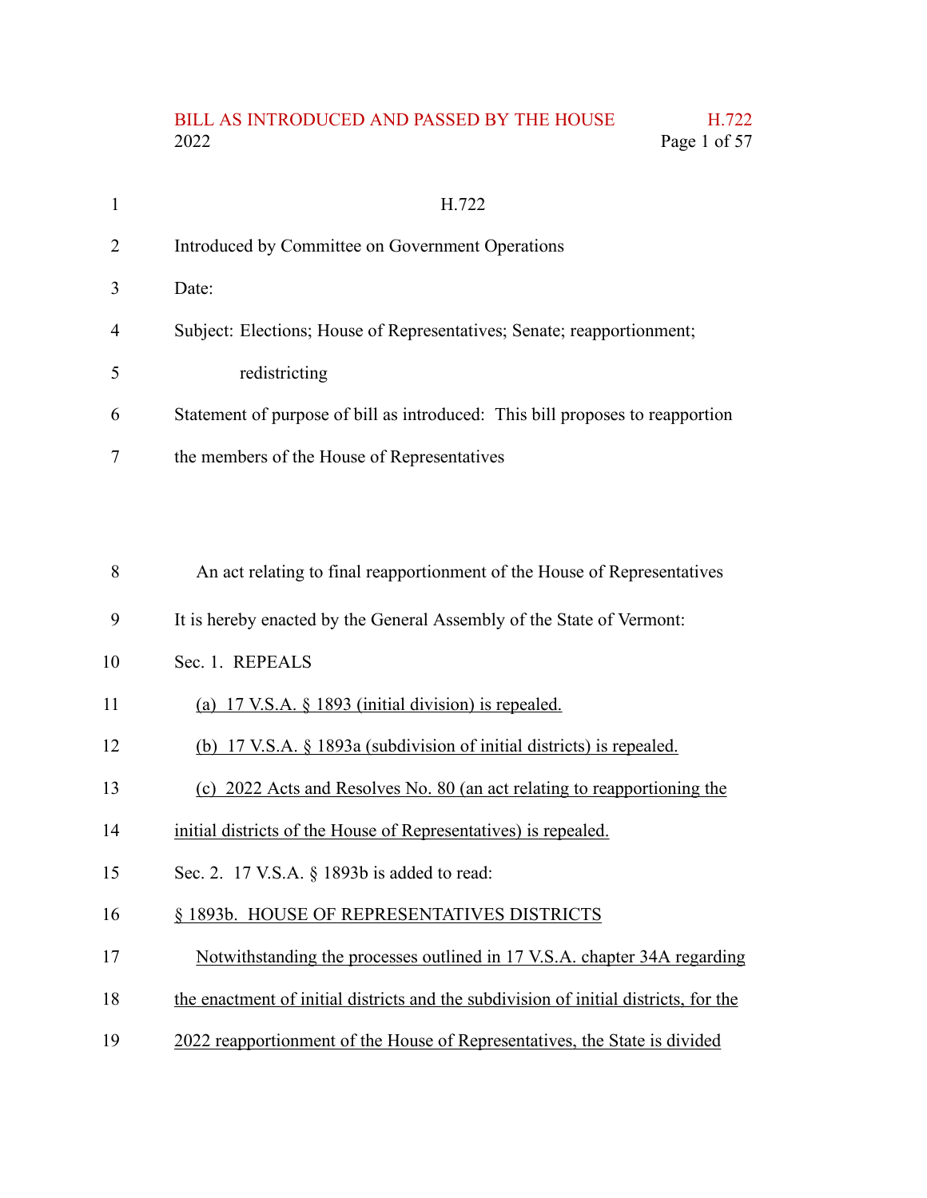# H.722

Introduced by Committee on Government Operations

Date:

Subject: Elections; House of Representatives; Senate; reapportionment; redistricting

Statement of purpose of bill as introduced: This bill proposes to reapportion the members of the House of Representatives

An act relating to final reapportionment of the House of Representatives

It is hereby enacted by the General Assembly of the State of Vermont:

Sec. 1. REPEALS

(a) 17 V.S.A. § 1893 (initial division) is repealed.

(b) 17 V.S.A. § 1893a (subdivision of initial districts) is repealed.

(c) 2022 Acts and Resolves No. 80 (an act relating to reapportioning the initial districts of the House of Representatives) is repealed.

Sec. 2. 17 V.S.A. § 1893b is added to read:

§ 1893b. HOUSE OF REPRESENTATIVES DISTRICTS

Notwithstanding the processes outlined in 17 V.S.A. chapter 34A regarding the enactment of initial districts and the subdivision of initial districts, for the 2022 reapportionment of the House of Representatives, the State is divided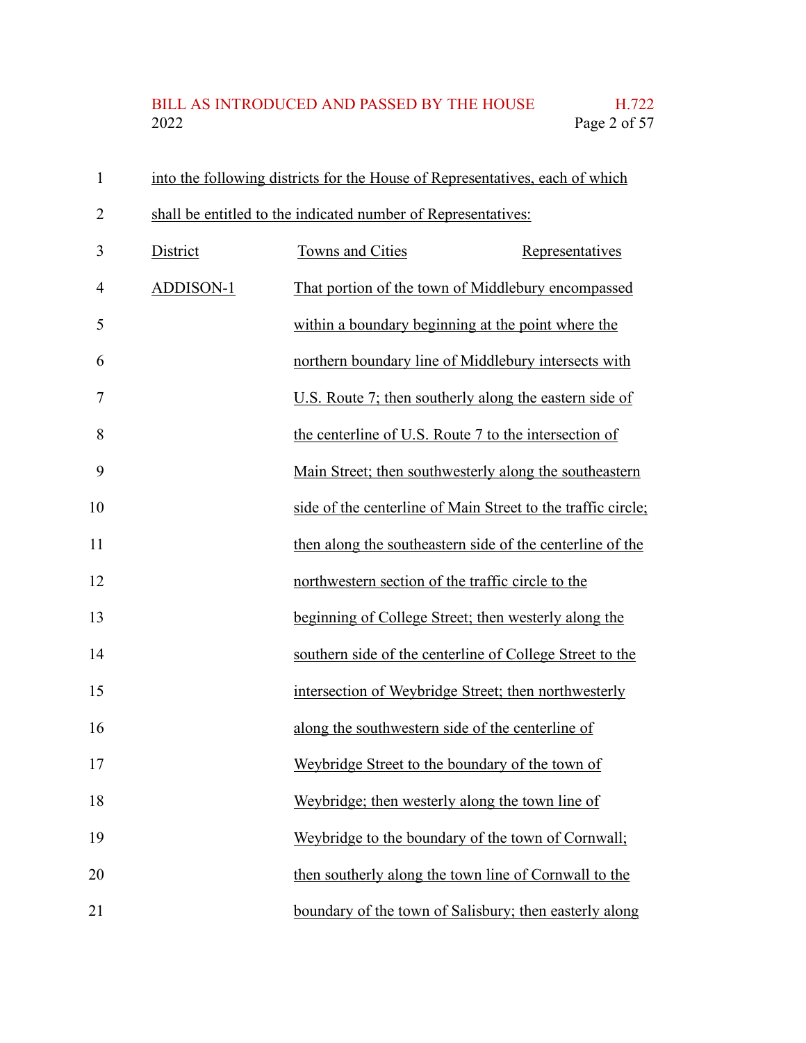into the following districts for the House of Representatives, each of which shall be entitled to the indicated number of Representatives:

| District | Towns and Cities | Representatives |
|---|---|---|
| ADDISON-1 | That portion of the town of Middlebury encompassed within a boundary beginning at the point where the northern boundary line of Middlebury intersects with U.S. Route 7; then southerly along the eastern side of the centerline of U.S. Route 7 to the intersection of Main Street; then southwesterly along the southeastern side of the centerline of Main Street to the traffic circle; then along the southeastern side of the centerline of the northwestern section of the traffic circle to the beginning of College Street; then westerly along the southern side of the centerline of College Street to the intersection of Weybridge Street; then northwesterly along the southwestern side of the centerline of Weybridge Street to the boundary of the town of Weybridge; then westerly along the town line of Weybridge to the boundary of the town of Cornwall; then southerly along the town line of Cornwall to the boundary of the town of Salisbury; then easterly along | |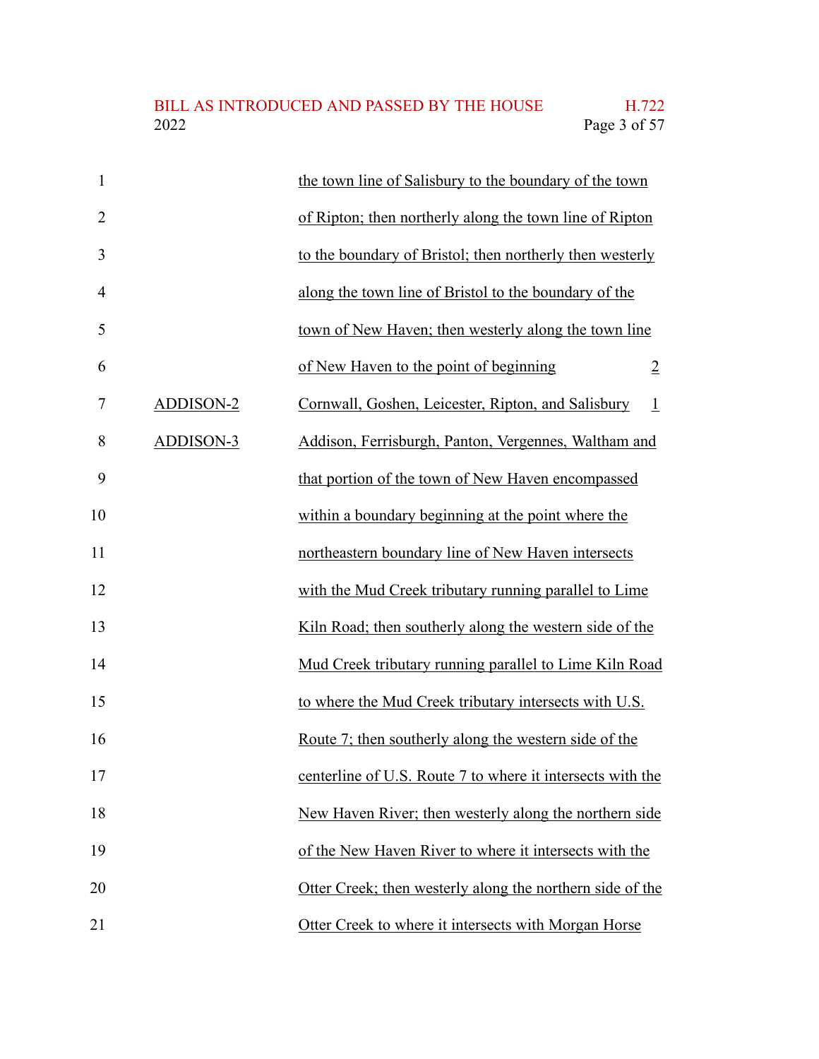| | | |
|---|---|---|
| | the town line of Salisbury to the boundary of the town of Ripton; then northerly along the town line of Ripton to the boundary of Bristol; then northerly then westerly along the town line of Bristol to the boundary of the town of New Haven; then westerly along the town line of New Haven to the point of beginning | 2 |
| ADDISON-2 | Cornwall, Goshen, Leicester, Ripton, and Salisbury | 1 |
| ADDISON-3 | Addison, Ferrisburgh, Panton, Vergennes, Waltham and that portion of the town of New Haven encompassed within a boundary beginning at the point where the northeastern boundary line of New Haven intersects with the Mud Creek tributary running parallel to Lime Kiln Road; then southerly along the western side of the Mud Creek tributary running parallel to Lime Kiln Road to where the Mud Creek tributary intersects with U.S. Route 7; then southerly along the western side of the centerline of U.S. Route 7 to where it intersects with the New Haven River; then westerly along the northern side of the New Haven River to where it intersects with the Otter Creek; then westerly along the northern side of the Otter Creek to where it intersects with Morgan Horse | |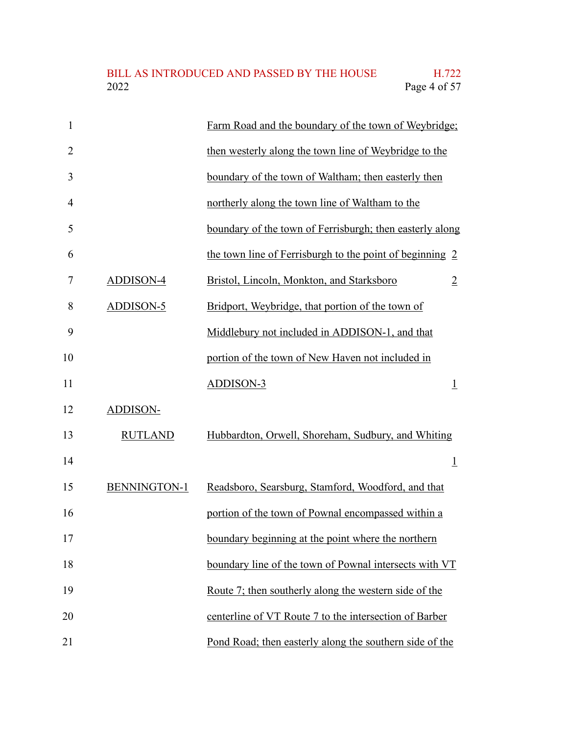| | | |
|---|---|---|
| | Farm Road and the boundary of the town of Weybridge; then westerly along the town line of Weybridge to the boundary of the town of Waltham; then easterly then northerly along the town line of Waltham to the boundary of the town of Ferrisburgh; then easterly along the town line of Ferrisburgh to the point of beginning | 2 |
| ADDISON-4 | Bristol, Lincoln, Monkton, and Starksboro | 2 |
| ADDISON-5 | Bridport, Weybridge, that portion of the town of Middlebury not included in ADDISON-1, and that portion of the town of New Haven not included in ADDISON-3 | 1 |
| ADDISON-RUTLAND | Hubbardton, Orwell, Shoreham, Sudbury, and Whiting | 1 |
| BENNINGTON-1 | Readsboro, Searsburg, Stamford, Woodford, and that portion of the town of Pownal encompassed within a boundary beginning at the point where the northern boundary line of the town of Pownal intersects with VT Route 7; then southerly along the western side of the centerline of VT Route 7 to the intersection of Barber Pond Road; then easterly along the southern side of the | |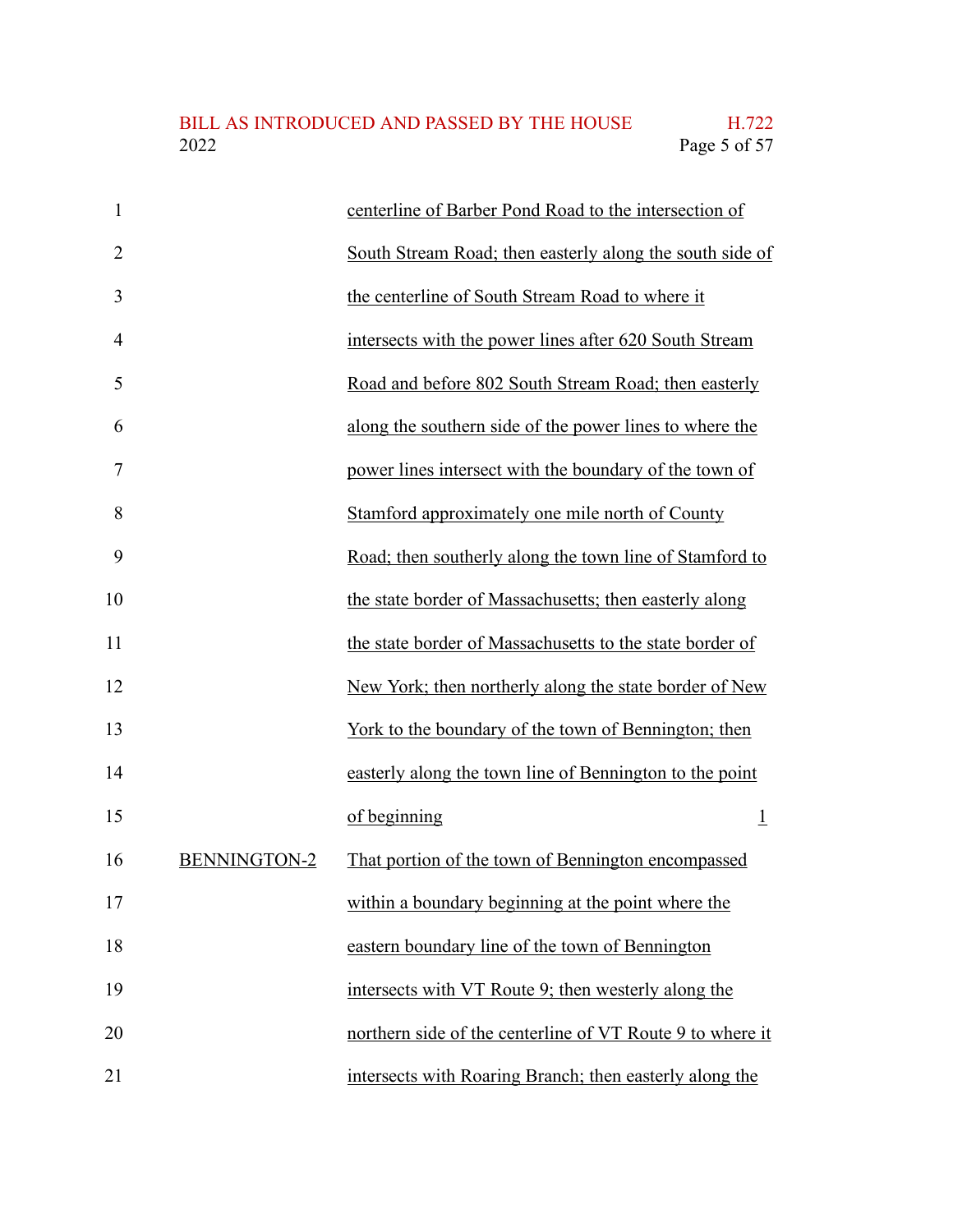| | | |
|---|---|---|
| | centerline of Barber Pond Road to the intersection of South Stream Road; then easterly along the south side of the centerline of South Stream Road to where it intersects with the power lines after 620 South Stream Road and before 802 South Stream Road; then easterly along the southern side of the power lines to where the power lines intersect with the boundary of the town of Stamford approximately one mile north of County Road; then southerly along the town line of Stamford to the state border of Massachusetts; then easterly along the state border of Massachusetts to the state border of New York; then northerly along the state border of New York to the boundary of the town of Bennington; then easterly along the town line of Bennington to the point of beginning | 1 |
| BENNINGTON-2 | That portion of the town of Bennington encompassed within a boundary beginning at the point where the eastern boundary line of the town of Bennington intersects with VT Route 9; then westerly along the northern side of the centerline of VT Route 9 to where it intersects with Roaring Branch; then easterly along the | |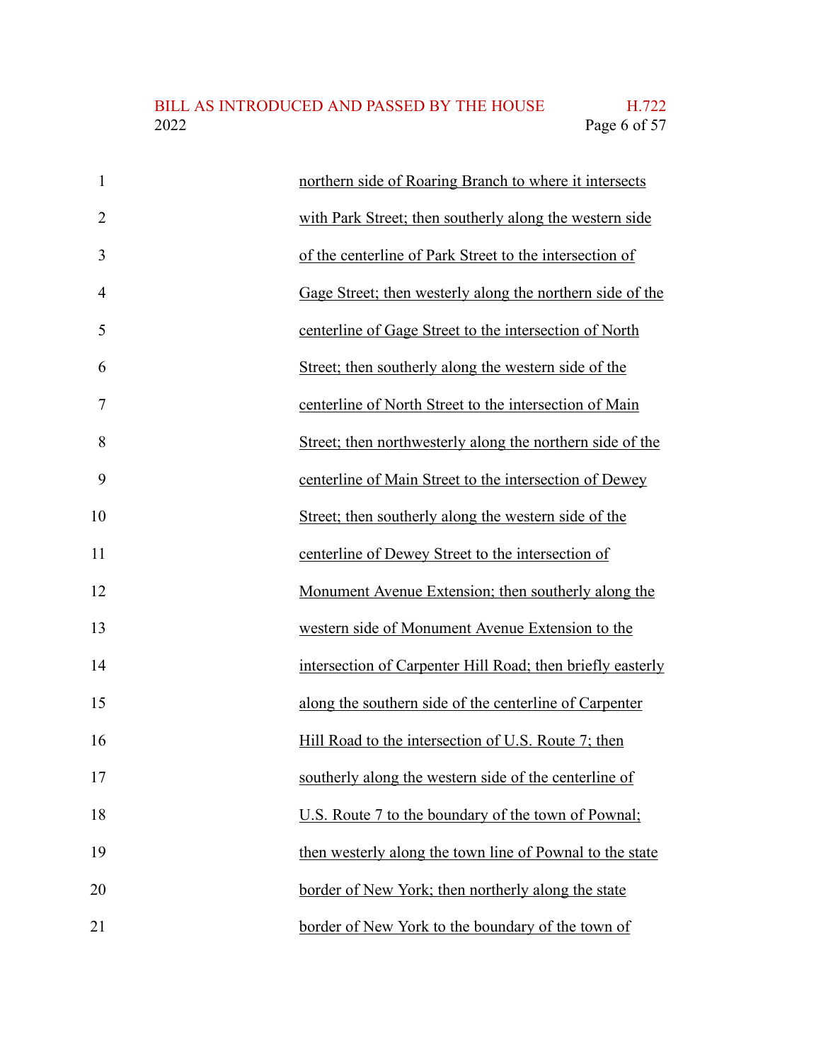northern side of Roaring Branch to where it intersects with Park Street; then southerly along the western side of the centerline of Park Street to the intersection of Gage Street; then westerly along the northern side of the centerline of Gage Street to the intersection of North Street; then southerly along the western side of the centerline of North Street to the intersection of Main Street; then northwesterly along the northern side of the centerline of Main Street to the intersection of Dewey Street; then southerly along the western side of the centerline of Dewey Street to the intersection of Monument Avenue Extension; then southerly along the western side of Monument Avenue Extension to the intersection of Carpenter Hill Road; then briefly easterly along the southern side of the centerline of Carpenter Hill Road to the intersection of U.S. Route 7; then southerly along the western side of the centerline of U.S. Route 7 to the boundary of the town of Pownal; then westerly along the town line of Pownal to the state border of New York; then northerly along the state border of New York to the boundary of the town of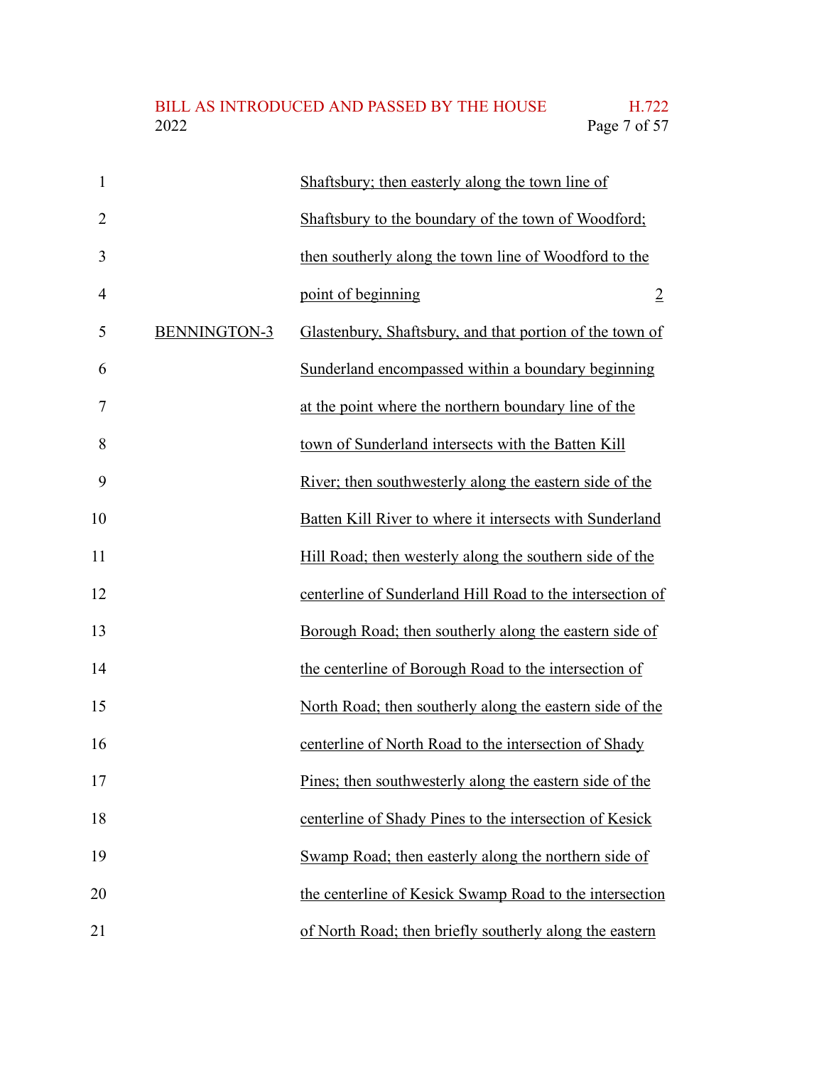| | | |
|---|---|---|
| | Shaftsbury; then easterly along the town line of Shaftsbury to the boundary of the town of Woodford; then southerly along the town line of Woodford to the point of beginning | 2 |
| BENNINGTON-3 | Glastenbury, Shaftsbury, and that portion of the town of Sunderland encompassed within a boundary beginning at the point where the northern boundary line of the town of Sunderland intersects with the Batten Kill River; then southwesterly along the eastern side of the Batten Kill River to where it intersects with Sunderland Hill Road; then westerly along the southern side of the centerline of Sunderland Hill Road to the intersection of Borough Road; then southerly along the eastern side of the centerline of Borough Road to the intersection of North Road; then southerly along the eastern side of the centerline of North Road to the intersection of Shady Pines; then southwesterly along the eastern side of the centerline of Shady Pines to the intersection of Kesick Swamp Road; then easterly along the northern side of the centerline of Kesick Swamp Road to the intersection of North Road; then briefly southerly along the eastern | |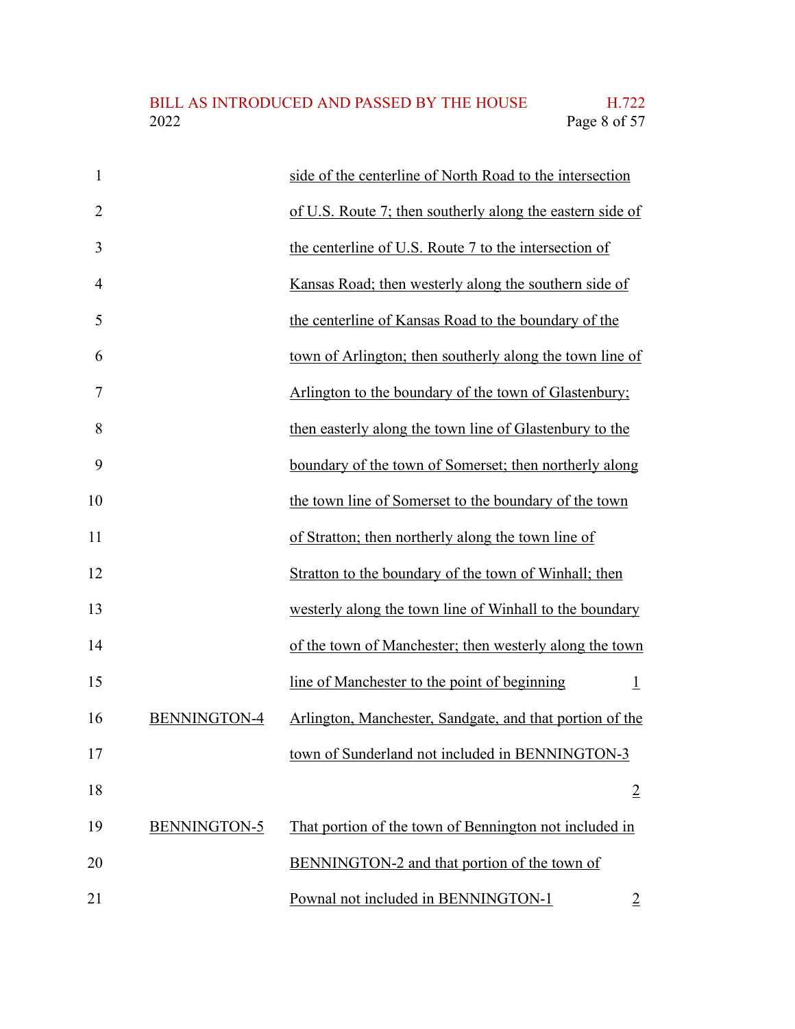| | | |
|---|---|---|
| | side of the centerline of North Road to the intersection of U.S. Route 7; then southerly along the eastern side of the centerline of U.S. Route 7 to the intersection of Kansas Road; then westerly along the southern side of the centerline of Kansas Road to the boundary of the town of Arlington; then southerly along the town line of Arlington to the boundary of the town of Glastenbury; then easterly along the town line of Glastenbury to the boundary of the town of Somerset; then northerly along the town line of Somerset to the boundary of the town of Stratton; then northerly along the town line of Stratton to the boundary of the town of Winhall; then westerly along the town line of Winhall to the boundary of the town of Manchester; then westerly along the town line of Manchester to the point of beginning | 1 |
| BENNINGTON-4 | Arlington, Manchester, Sandgate, and that portion of the town of Sunderland not included in BENNINGTON-3 | 2 |
| BENNINGTON-5 | That portion of the town of Bennington not included in BENNINGTON-2 and that portion of the town of Pownal not included in BENNINGTON-1 | 2 |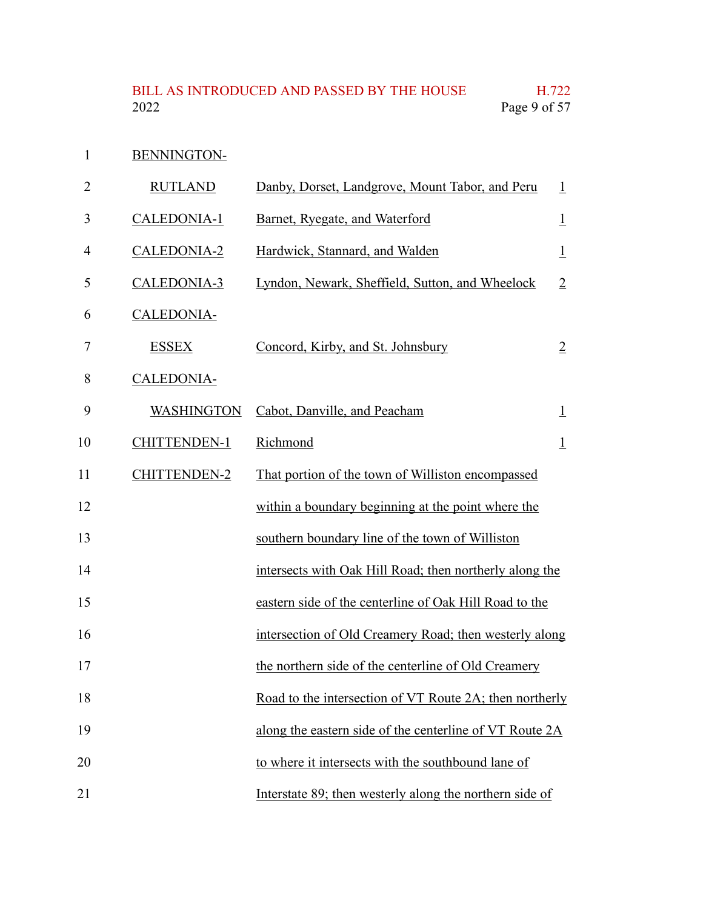| District | Towns | Representatives |
|---|---|---|
| BENNINGTON-RUTLAND | Danby, Dorset, Landgrove, Mount Tabor, and Peru | 1 |
| CALEDONIA-1 | Barnet, Ryegate, and Waterford | 1 |
| CALEDONIA-2 | Hardwick, Stannard, and Walden | 1 |
| CALEDONIA-3 | Lyndon, Newark, Sheffield, Sutton, and Wheelock | 2 |
| CALEDONIA-ESSEX | Concord, Kirby, and St. Johnsbury | 2 |
| CALEDONIA-WASHINGTON | Cabot, Danville, and Peacham | 1 |
| CHITTENDEN-1 | Richmond | 1 |
| CHITTENDEN-2 | That portion of the town of Williston encompassed within a boundary beginning at the point where the southern boundary line of the town of Williston intersects with Oak Hill Road; then northerly along the eastern side of the centerline of Oak Hill Road to the intersection of Old Creamery Road; then westerly along the northern side of the centerline of Old Creamery Road to the intersection of VT Route 2A; then northerly along the eastern side of the centerline of VT Route 2A to where it intersects with the southbound lane of Interstate 89; then westerly along the northern side of | |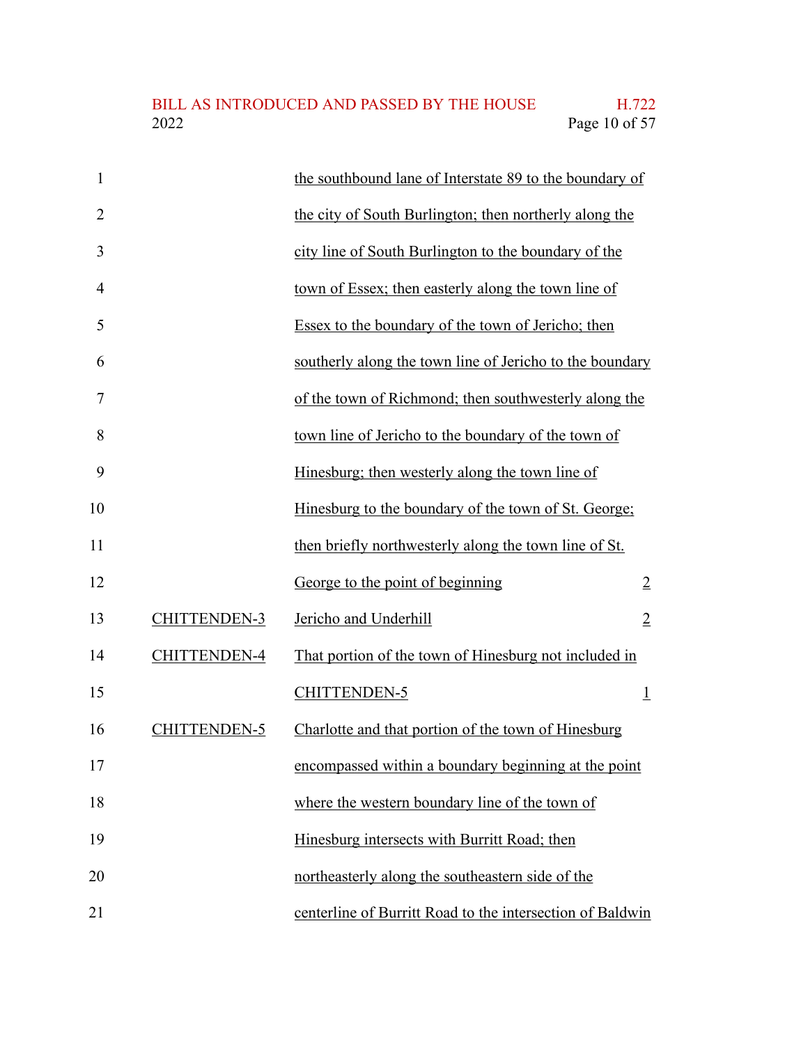| | | |
|---|---|---|
| | the southbound lane of Interstate 89 to the boundary of the city of South Burlington; then northerly along the city line of South Burlington to the boundary of the town of Essex; then easterly along the town line of Essex to the boundary of the town of Jericho; then southerly along the town line of Jericho to the boundary of the town of Richmond; then southwesterly along the town line of Jericho to the boundary of the town of Hinesburg; then westerly along the town line of Hinesburg to the boundary of the town of St. George; then briefly northwesterly along the town line of St. George to the point of beginning | 2 |
| CHITTENDEN-3 | Jericho and Underhill | 2 |
| CHITTENDEN-4 | That portion of the town of Hinesburg not included in CHITTENDEN-5 | 1 |
| CHITTENDEN-5 | Charlotte and that portion of the town of Hinesburg encompassed within a boundary beginning at the point where the western boundary line of the town of Hinesburg intersects with Burritt Road; then northeasterly along the southeastern side of the centerline of Burritt Road to the intersection of Baldwin | |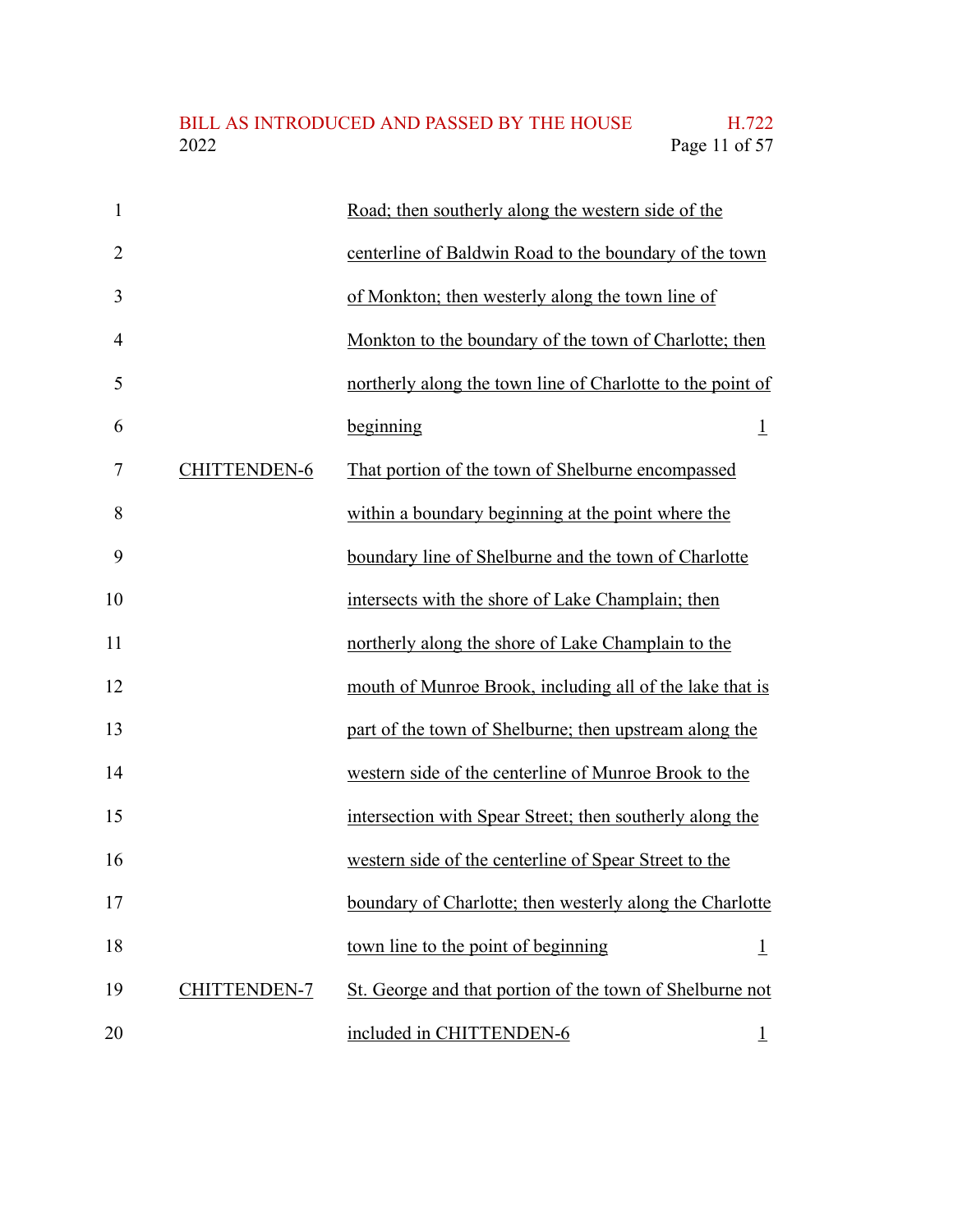| | | |
|---|---|---|
| | Road; then southerly along the western side of the centerline of Baldwin Road to the boundary of the town of Monkton; then westerly along the town line of Monkton to the boundary of the town of Charlotte; then northerly along the town line of Charlotte to the point of beginning | 1 |
| CHITTENDEN-6 | That portion of the town of Shelburne encompassed within a boundary beginning at the point where the boundary line of Shelburne and the town of Charlotte intersects with the shore of Lake Champlain; then northerly along the shore of Lake Champlain to the mouth of Munroe Brook, including all of the lake that is part of the town of Shelburne; then upstream along the western side of the centerline of Munroe Brook to the intersection with Spear Street; then southerly along the western side of the centerline of Spear Street to the boundary of Charlotte; then westerly along the Charlotte town line to the point of beginning | 1 |
| CHITTENDEN-7 | St. George and that portion of the town of Shelburne not included in CHITTENDEN-6 | 1 |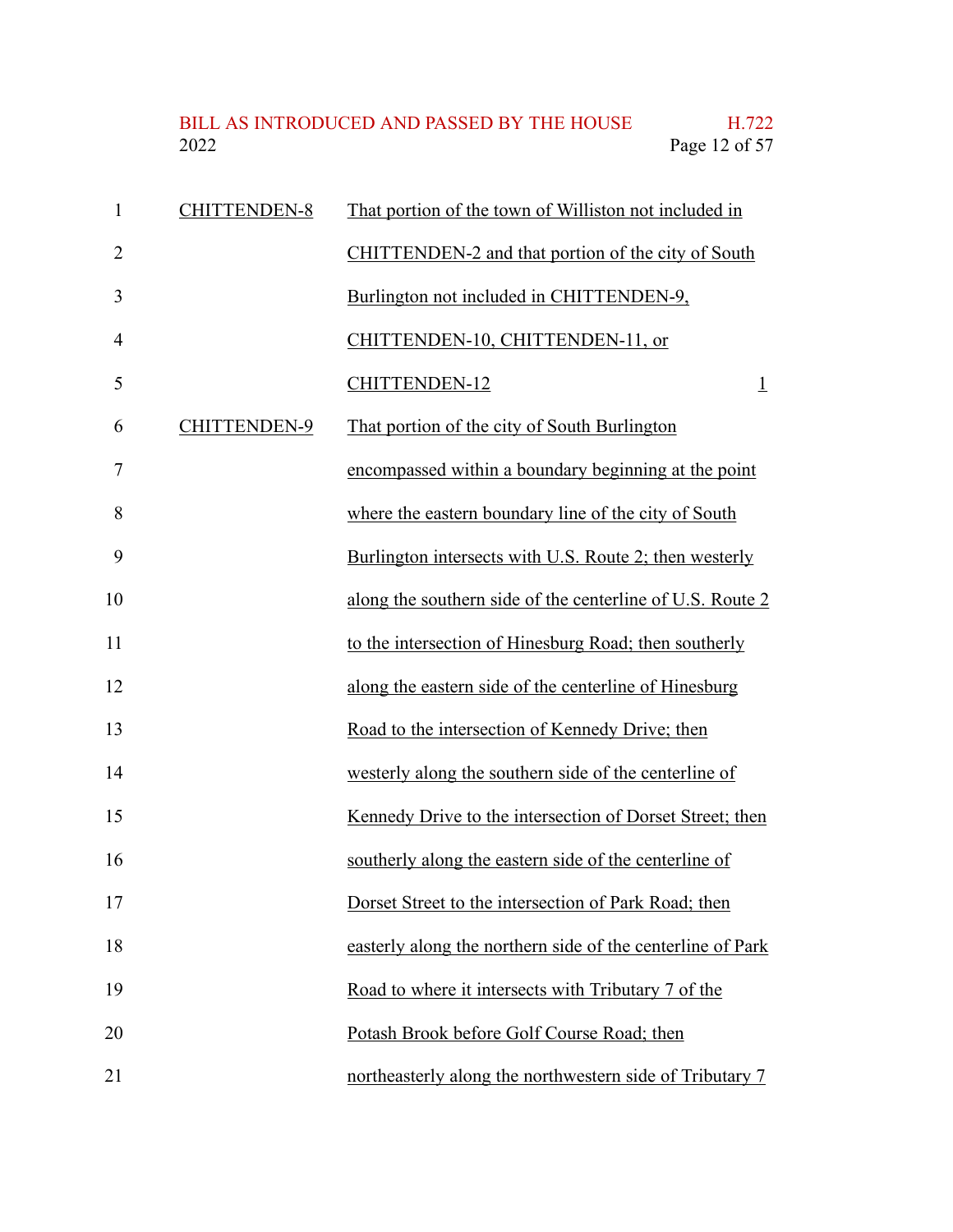| | | |
|---|---|---|
| CHITTENDEN-8 | That portion of the town of Williston not included in CHITTENDEN-2 and that portion of the city of South Burlington not included in CHITTENDEN-9, CHITTENDEN-10, CHITTENDEN-11, or CHITTENDEN-12 | 1 |
| CHITTENDEN-9 | That portion of the city of South Burlington encompassed within a boundary beginning at the point where the eastern boundary line of the city of South Burlington intersects with U.S. Route 2; then westerly along the southern side of the centerline of U.S. Route 2 to the intersection of Hinesburg Road; then southerly along the eastern side of the centerline of Hinesburg Road to the intersection of Kennedy Drive; then westerly along the southern side of the centerline of Kennedy Drive to the intersection of Dorset Street; then southerly along the eastern side of the centerline of Dorset Street to the intersection of Park Road; then easterly along the northern side of the centerline of Park Road to where it intersects with Tributary 7 of the Potash Brook before Golf Course Road; then northeasterly along the northwestern side of Tributary 7 | |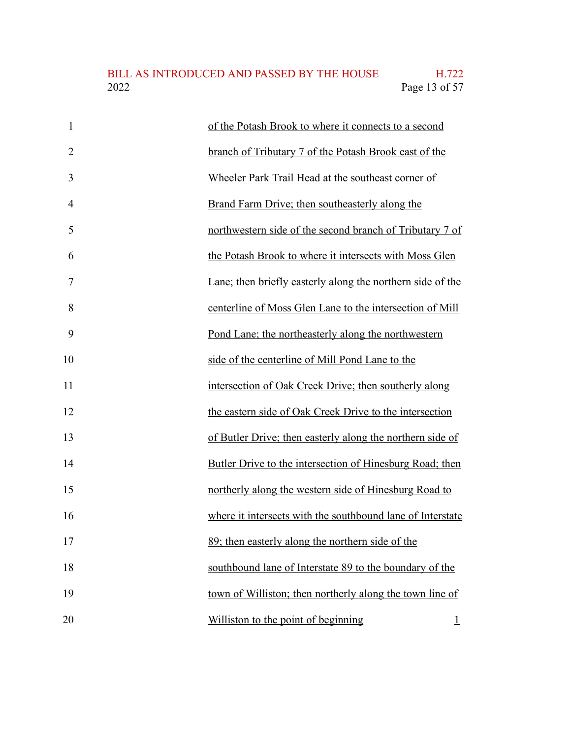of the Potash Brook to where it connects to a second branch of Tributary 7 of the Potash Brook east of the Wheeler Park Trail Head at the southeast corner of Brand Farm Drive; then southeasterly along the northwestern side of the second branch of Tributary 7 of the Potash Brook to where it intersects with Moss Glen Lane; then briefly easterly along the northern side of the centerline of Moss Glen Lane to the intersection of Mill Pond Lane; the northeasterly along the northwestern side of the centerline of Mill Pond Lane to the intersection of Oak Creek Drive; then southerly along the eastern side of Oak Creek Drive to the intersection of Butler Drive; then easterly along the northern side of Butler Drive to the intersection of Hinesburg Road; then northerly along the western side of Hinesburg Road to where it intersects with the southbound lane of Interstate 89; then easterly along the northern side of the southbound lane of Interstate 89 to the boundary of the town of Williston; then northerly along the town line of Williston to the point of beginning 1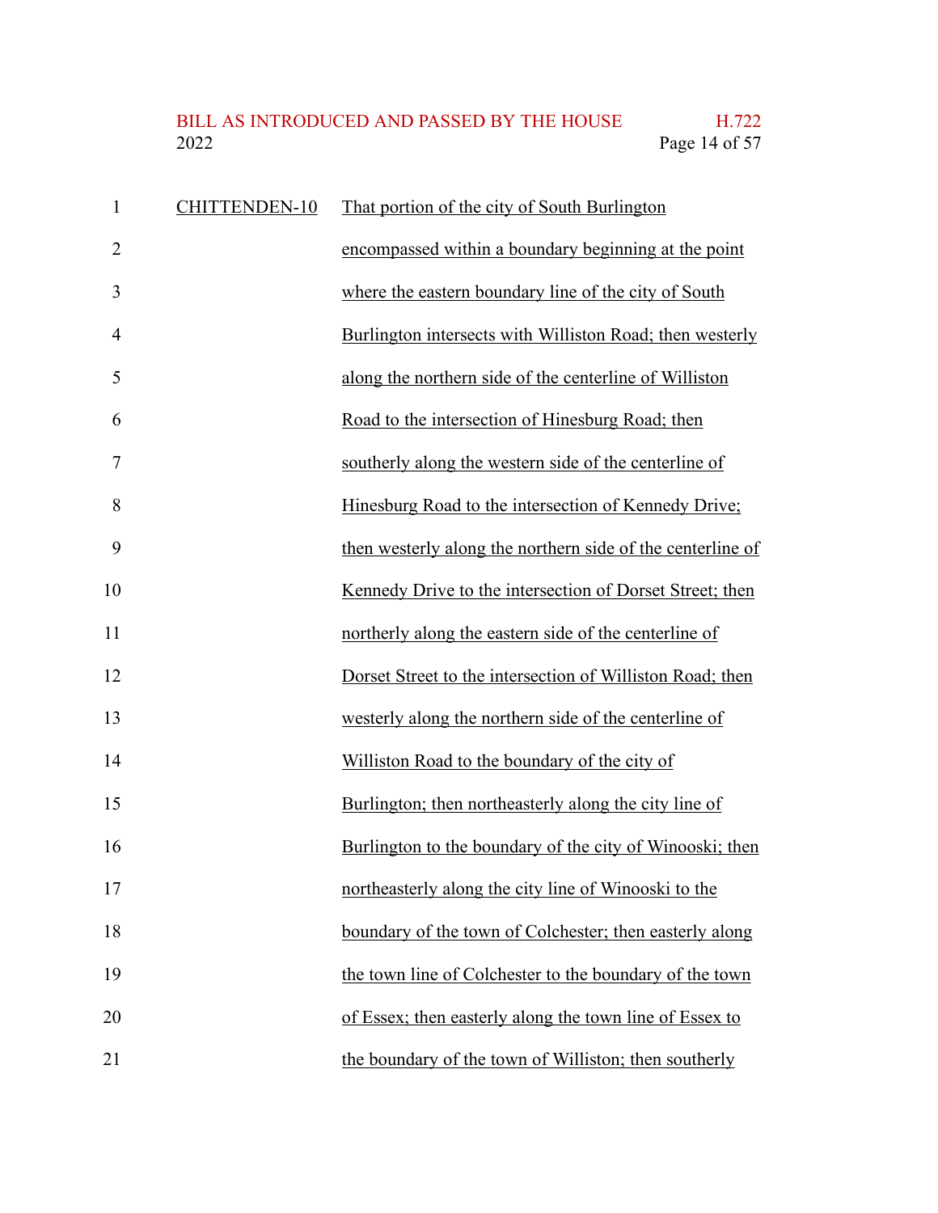CHITTENDEN-10 That portion of the city of South Burlington encompassed within a boundary beginning at the point where the eastern boundary line of the city of South Burlington intersects with Williston Road; then westerly along the northern side of the centerline of Williston Road to the intersection of Hinesburg Road; then southerly along the western side of the centerline of Hinesburg Road to the intersection of Kennedy Drive; then westerly along the northern side of the centerline of Kennedy Drive to the intersection of Dorset Street; then northerly along the eastern side of the centerline of Dorset Street to the intersection of Williston Road; then westerly along the northern side of the centerline of Williston Road to the boundary of the city of Burlington; then northeasterly along the city line of Burlington to the boundary of the city of Winooski; then northeasterly along the city line of Winooski to the boundary of the town of Colchester; then easterly along the town line of Colchester to the boundary of the town of Essex; then easterly along the town line of Essex to the boundary of the town of Williston; then southerly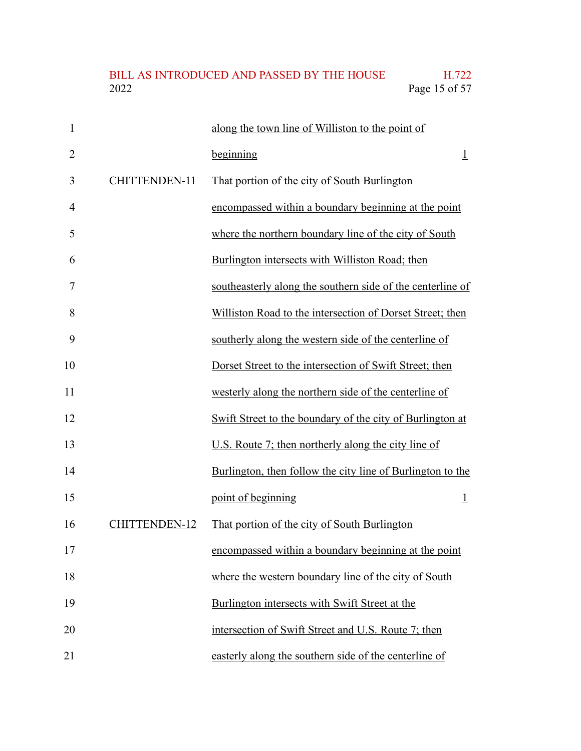| | | |
|---|---|---|
| | <u>along the town line of Williston to the point of beginning</u> | <u>1</u> |
| <u>CHITTENDEN-11</u> | <u>That portion of the city of South Burlington encompassed within a boundary beginning at the point where the northern boundary line of the city of South Burlington intersects with Williston Road; then southeasterly along the southern side of the centerline of Williston Road to the intersection of Dorset Street; then southerly along the western side of the centerline of Dorset Street to the intersection of Swift Street; then westerly along the northern side of the centerline of Swift Street to the boundary of the city of Burlington at U.S. Route 7; then northerly along the city line of Burlington, then follow the city line of Burlington to the point of beginning</u> | <u>1</u> |
| <u>CHITTENDEN-12</u> | <u>That portion of the city of South Burlington encompassed within a boundary beginning at the point where the western boundary line of the city of South Burlington intersects with Swift Street at the intersection of Swift Street and U.S. Route 7; then easterly along the southern side of the centerline of</u> | |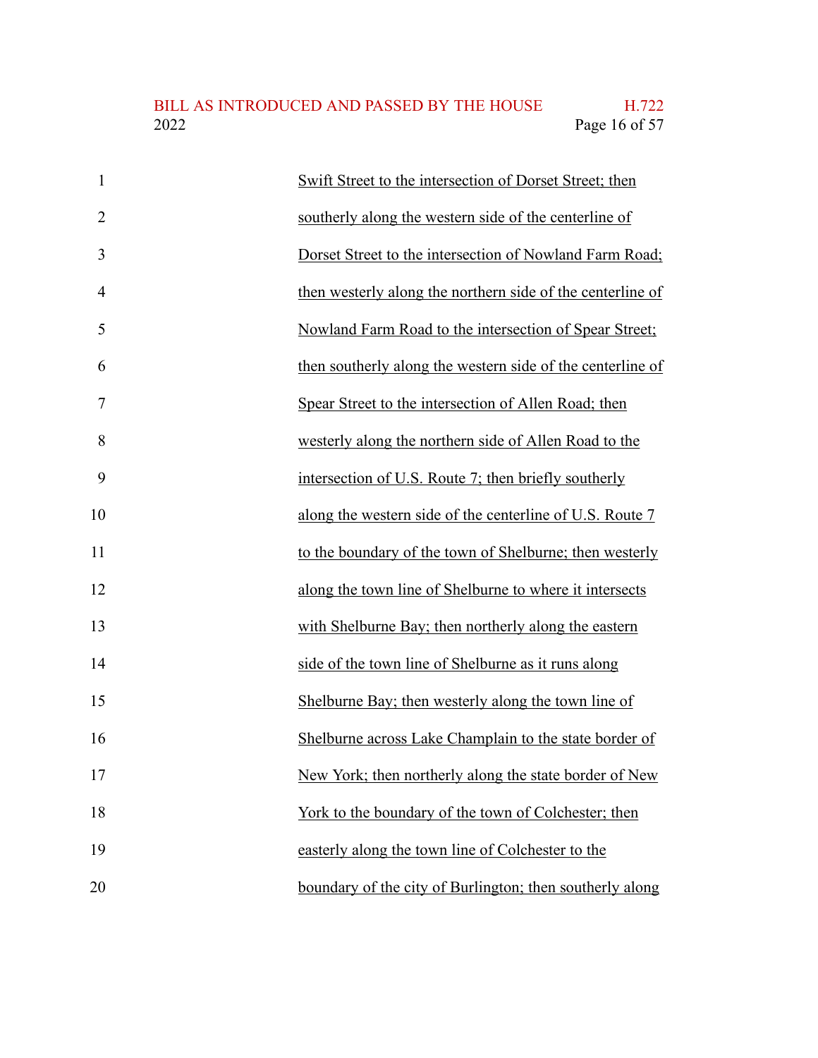Swift Street to the intersection of Dorset Street; then southerly along the western side of the centerline of Dorset Street to the intersection of Nowland Farm Road; then westerly along the northern side of the centerline of Nowland Farm Road to the intersection of Spear Street; then southerly along the western side of the centerline of Spear Street to the intersection of Allen Road; then westerly along the northern side of Allen Road to the intersection of U.S. Route 7; then briefly southerly along the western side of the centerline of U.S. Route 7 to the boundary of the town of Shelburne; then westerly along the town line of Shelburne to where it intersects with Shelburne Bay; then northerly along the eastern side of the town line of Shelburne as it runs along Shelburne Bay; then westerly along the town line of Shelburne across Lake Champlain to the state border of New York; then northerly along the state border of New York to the boundary of the town of Colchester; then easterly along the town line of Colchester to the boundary of the city of Burlington; then southerly along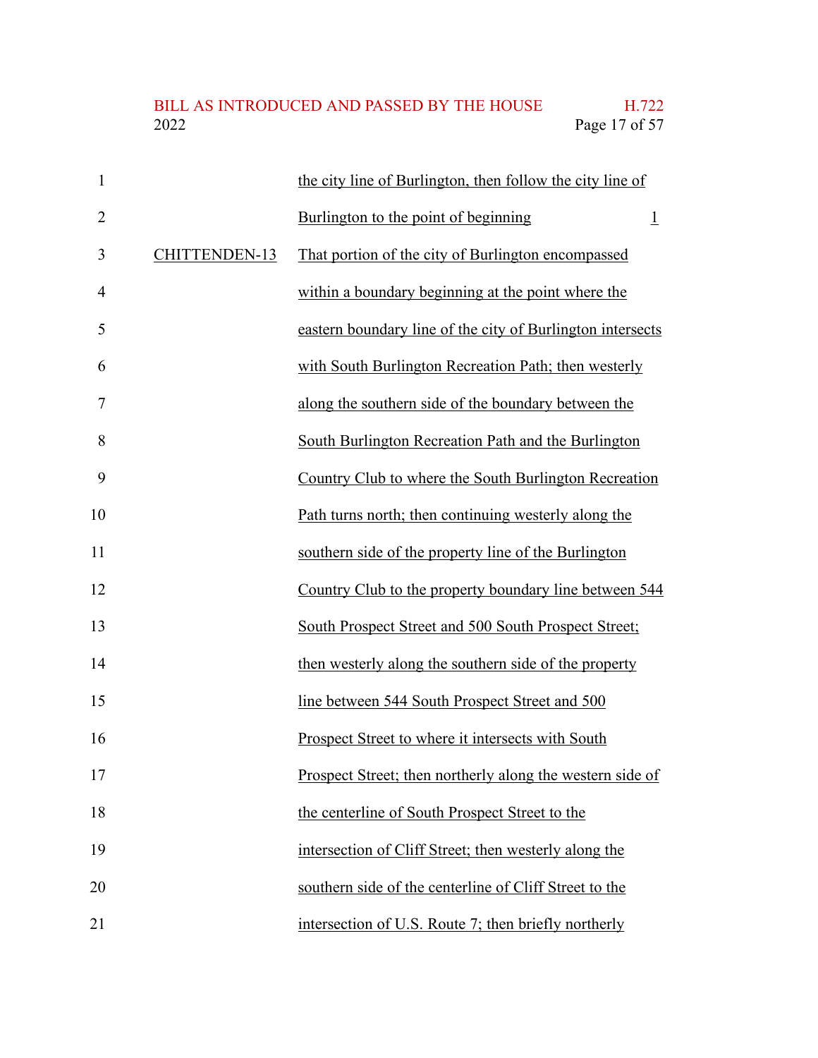| | | |
|---|---|---|
| | the city line of Burlington, then follow the city line of Burlington to the point of beginning | 1 |
| CHITTENDEN-13 | That portion of the city of Burlington encompassed within a boundary beginning at the point where the eastern boundary line of the city of Burlington intersects with South Burlington Recreation Path; then westerly along the southern side of the boundary between the South Burlington Recreation Path and the Burlington Country Club to where the South Burlington Recreation Path turns north; then continuing westerly along the southern side of the property line of the Burlington Country Club to the property boundary line between 544 South Prospect Street and 500 South Prospect Street; then westerly along the southern side of the property line between 544 South Prospect Street and 500 Prospect Street to where it intersects with South Prospect Street; then northerly along the western side of the centerline of South Prospect Street to the intersection of Cliff Street; then westerly along the southern side of the centerline of Cliff Street to the intersection of U.S. Route 7; then briefly northerly | |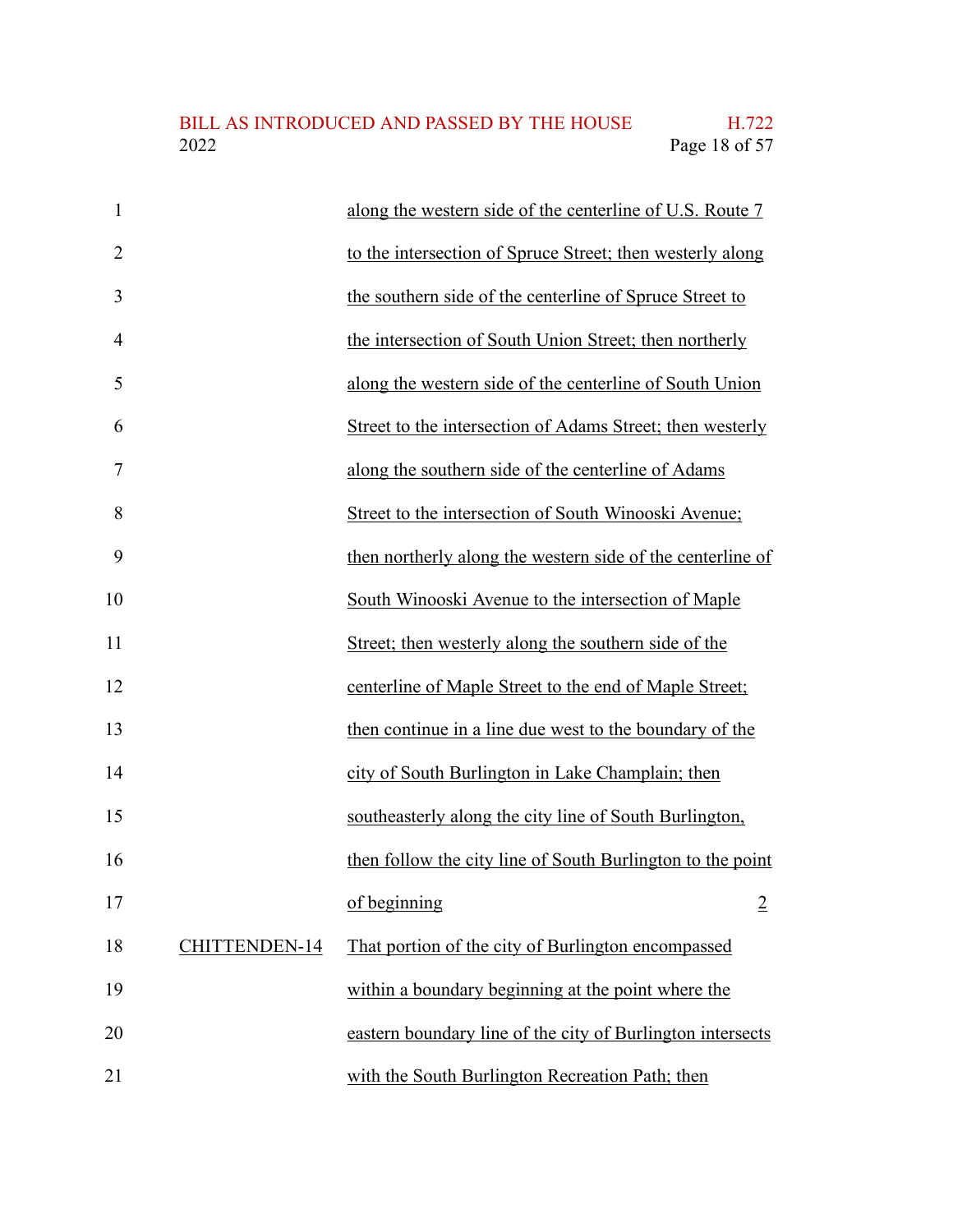| | | |
|---|---|---|
| | along the western side of the centerline of U.S. Route 7 to the intersection of Spruce Street; then westerly along the southern side of the centerline of Spruce Street to the intersection of South Union Street; then northerly along the western side of the centerline of South Union Street to the intersection of Adams Street; then westerly along the southern side of the centerline of Adams Street to the intersection of South Winooski Avenue; then northerly along the western side of the centerline of South Winooski Avenue to the intersection of Maple Street; then westerly along the southern side of the centerline of Maple Street to the end of Maple Street; then continue in a line due west to the boundary of the city of South Burlington in Lake Champlain; then southeasterly along the city line of South Burlington, then follow the city line of South Burlington to the point of beginning | 2 |
| CHITTENDEN-14 | That portion of the city of Burlington encompassed within a boundary beginning at the point where the eastern boundary line of the city of Burlington intersects with the South Burlington Recreation Path; then | |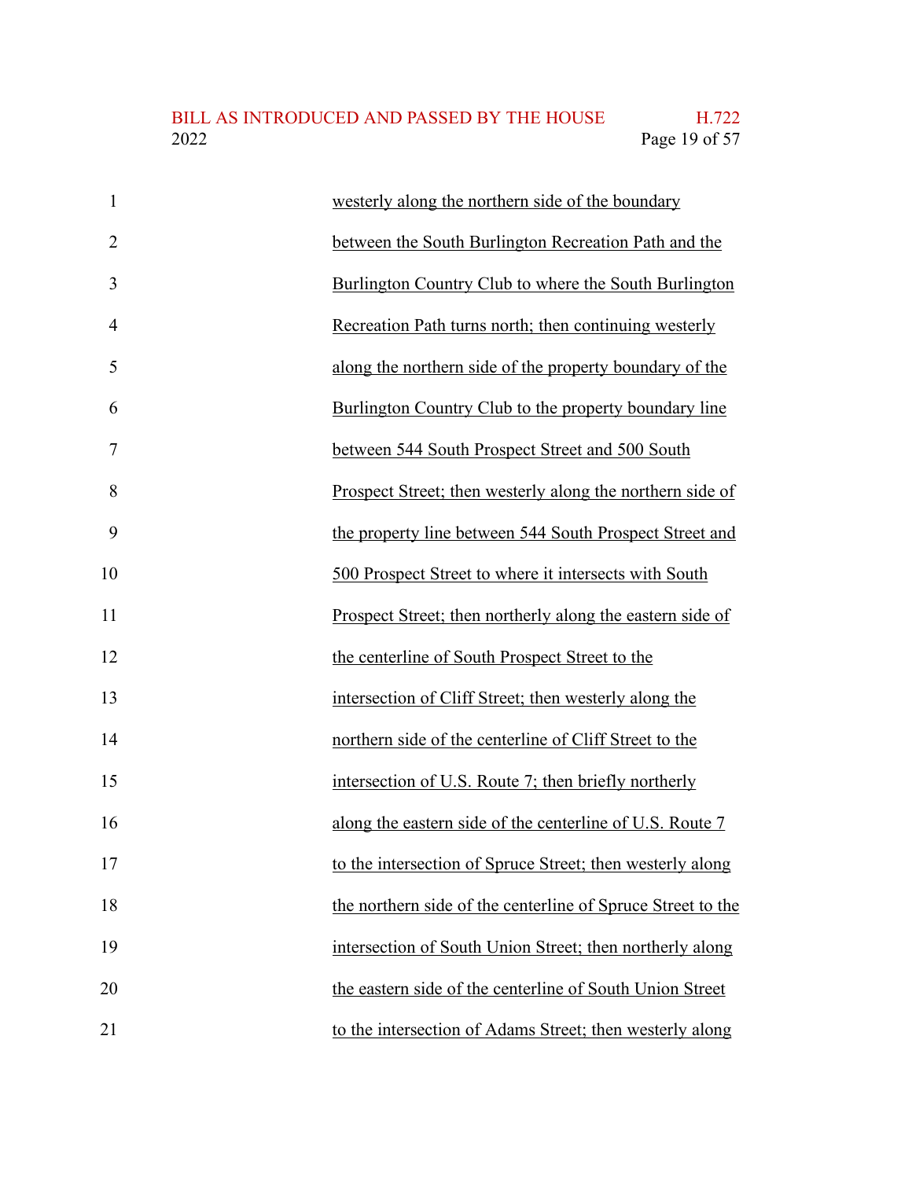westerly along the northern side of the boundary between the South Burlington Recreation Path and the Burlington Country Club to where the South Burlington Recreation Path turns north; then continuing westerly along the northern side of the property boundary of the Burlington Country Club to the property boundary line between 544 South Prospect Street and 500 South Prospect Street; then westerly along the northern side of the property line between 544 South Prospect Street and 500 Prospect Street to where it intersects with South Prospect Street; then northerly along the eastern side of the centerline of South Prospect Street to the intersection of Cliff Street; then westerly along the northern side of the centerline of Cliff Street to the intersection of U.S. Route 7; then briefly northerly along the eastern side of the centerline of U.S. Route 7 to the intersection of Spruce Street; then westerly along the northern side of the centerline of Spruce Street to the intersection of South Union Street; then northerly along the eastern side of the centerline of South Union Street to the intersection of Adams Street; then westerly along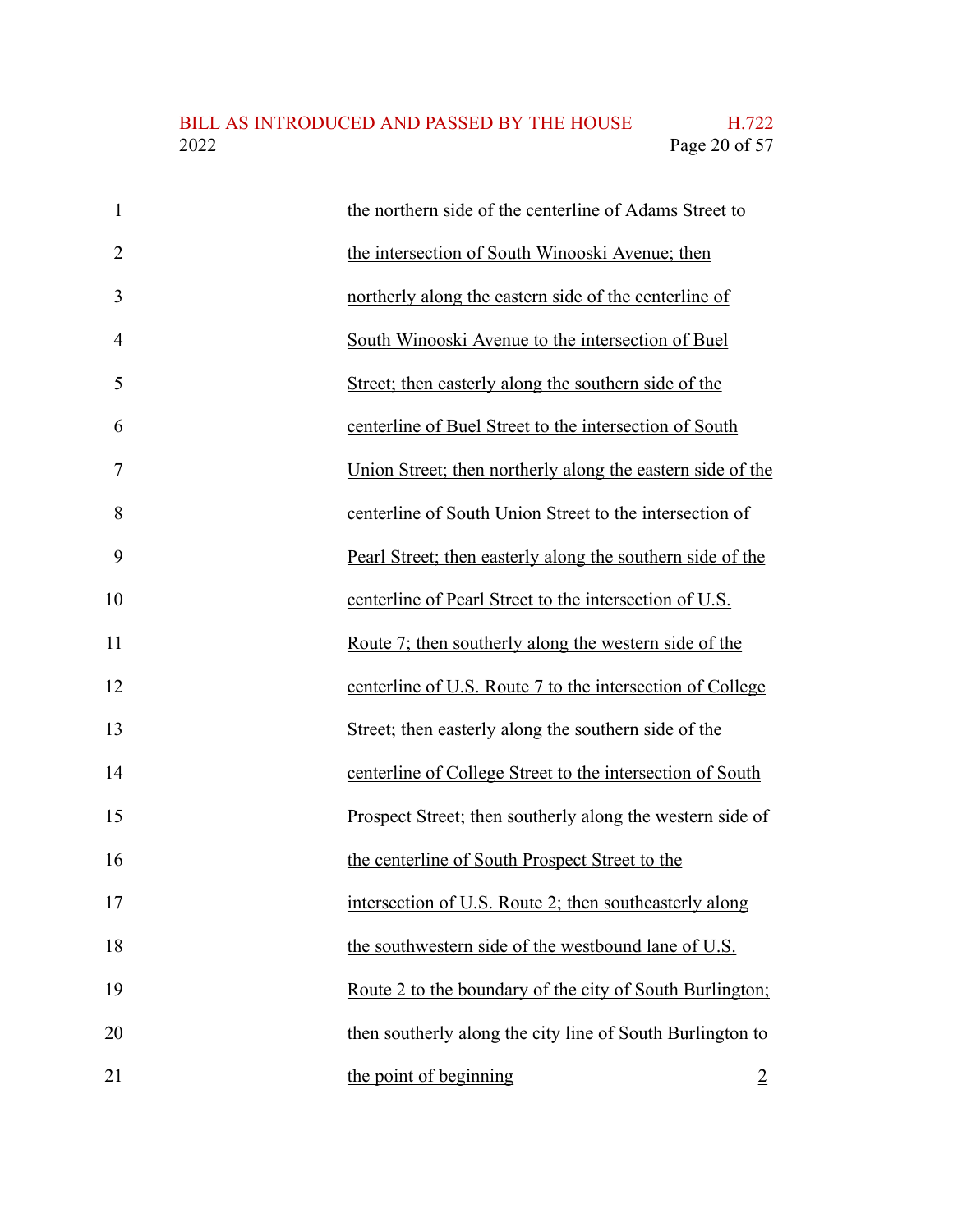1 the northern side of the centerline of Adams Street to
2 the intersection of South Winooski Avenue; then
3 northerly along the eastern side of the centerline of
4 South Winooski Avenue to the intersection of Buel
5 Street; then easterly along the southern side of the
6 centerline of Buel Street to the intersection of South
7 Union Street; then northerly along the eastern side of the
8 centerline of South Union Street to the intersection of
9 Pearl Street; then easterly along the southern side of the
10 centerline of Pearl Street to the intersection of U.S.
11 Route 7; then southerly along the western side of the
12 centerline of U.S. Route 7 to the intersection of College
13 Street; then easterly along the southern side of the
14 centerline of College Street to the intersection of South
15 Prospect Street; then southerly along the western side of
16 the centerline of South Prospect Street to the
17 intersection of U.S. Route 2; then southeasterly along
18 the southwestern side of the westbound lane of U.S.
19 Route 2 to the boundary of the city of South Burlington;
20 then southerly along the city line of South Burlington to
21 the point of beginning 2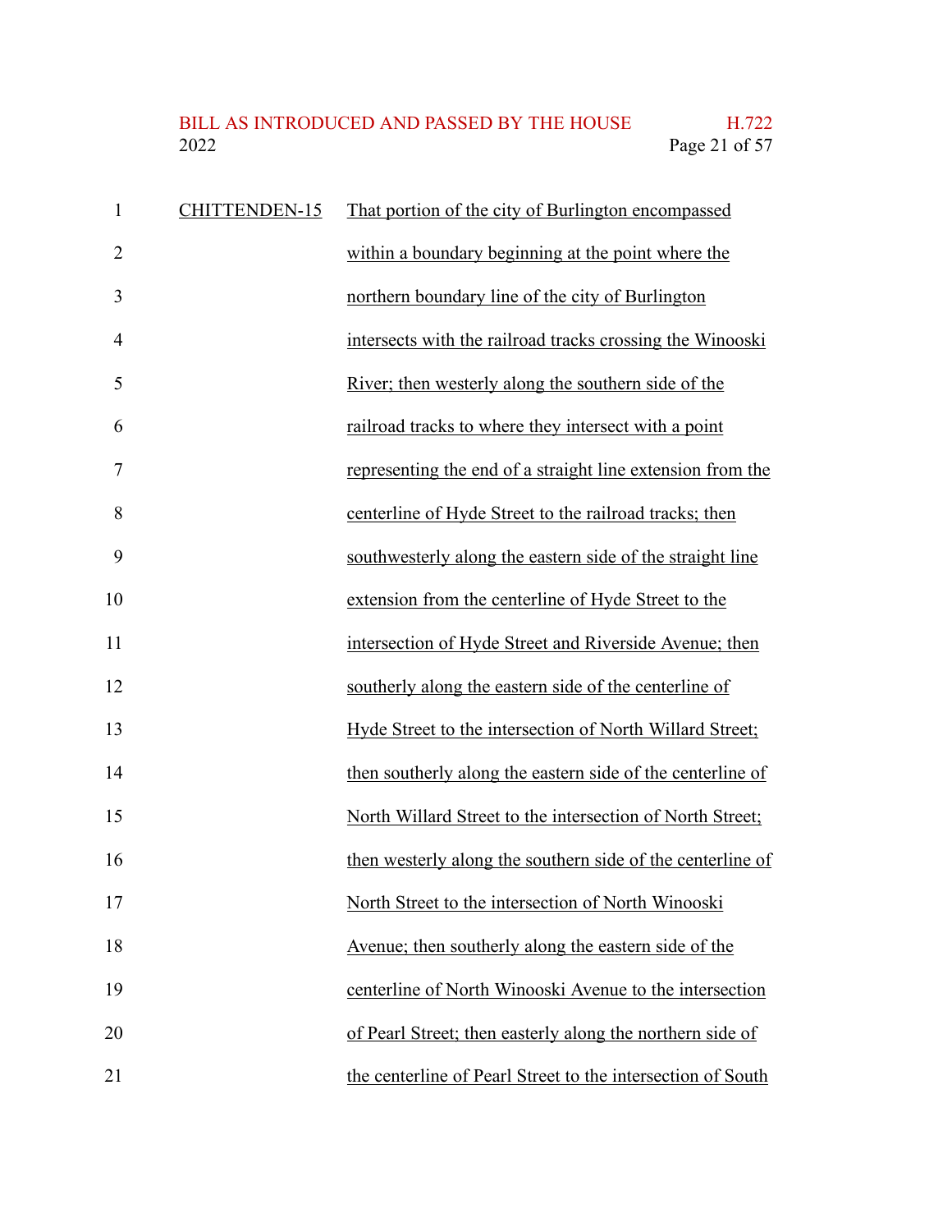CHITTENDEN-15 That portion of the city of Burlington encompassed within a boundary beginning at the point where the northern boundary line of the city of Burlington intersects with the railroad tracks crossing the Winooski River; then westerly along the southern side of the railroad tracks to where they intersect with a point representing the end of a straight line extension from the centerline of Hyde Street to the railroad tracks; then southwesterly along the eastern side of the straight line extension from the centerline of Hyde Street to the intersection of Hyde Street and Riverside Avenue; then southerly along the eastern side of the centerline of Hyde Street to the intersection of North Willard Street; then southerly along the eastern side of the centerline of North Willard Street to the intersection of North Street; then westerly along the southern side of the centerline of North Street to the intersection of North Winooski Avenue; then southerly along the eastern side of the centerline of North Winooski Avenue to the intersection of Pearl Street; then easterly along the northern side of the centerline of Pearl Street to the intersection of South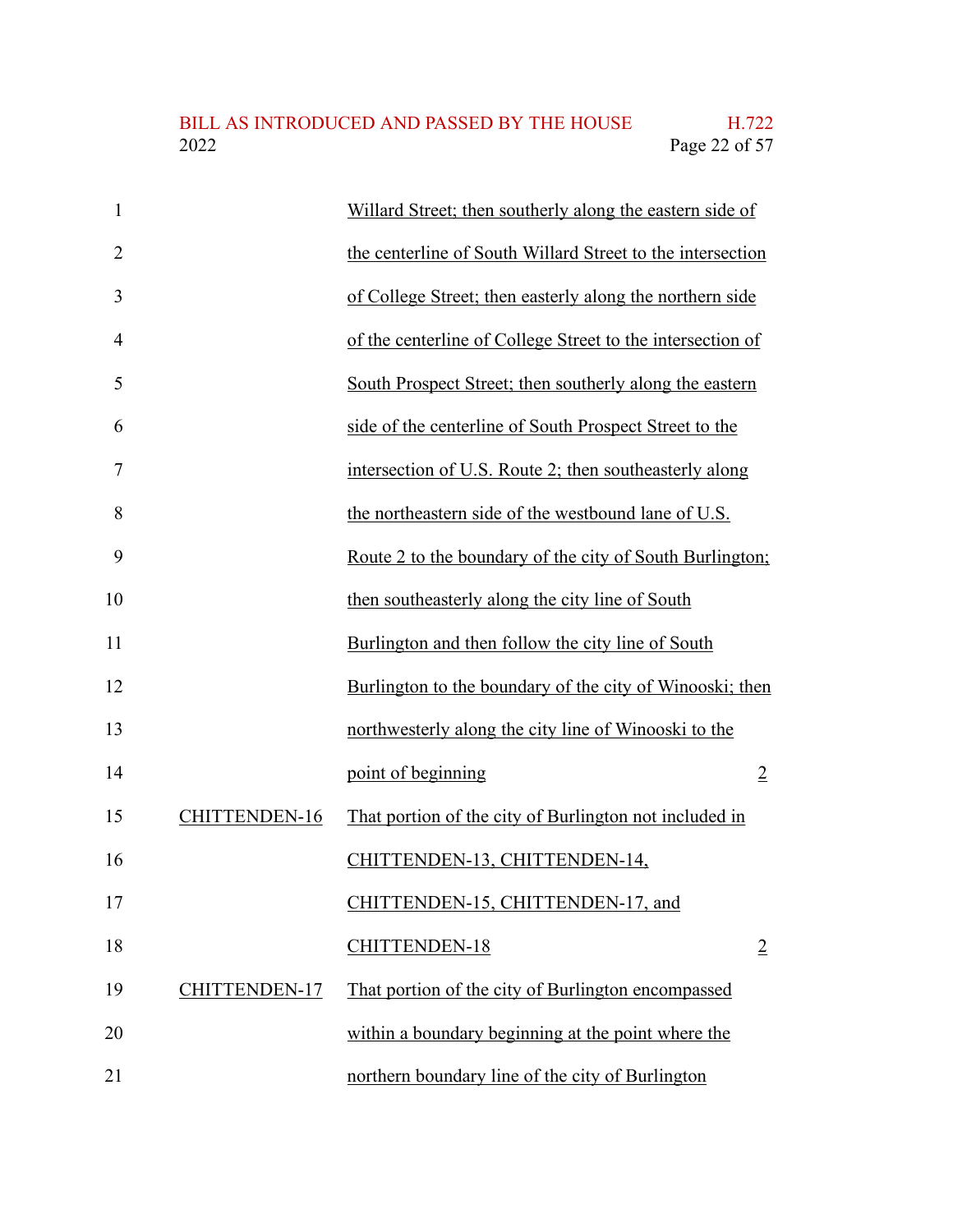| | | |
|---|---|---|
| | Willard Street; then southerly along the eastern side of the centerline of South Willard Street to the intersection of College Street; then easterly along the northern side of the centerline of College Street to the intersection of South Prospect Street; then southerly along the eastern side of the centerline of South Prospect Street to the intersection of U.S. Route 2; then southeasterly along the northeastern side of the westbound lane of U.S. Route 2 to the boundary of the city of South Burlington; then southeasterly along the city line of South Burlington and then follow the city line of South Burlington to the boundary of the city of Winooski; then northwesterly along the city line of Winooski to the point of beginning | 2 |
| CHITTENDEN-16 | That portion of the city of Burlington not included in CHITTENDEN-13, CHITTENDEN-14, CHITTENDEN-15, CHITTENDEN-17, and CHITTENDEN-18 | 2 |
| CHITTENDEN-17 | That portion of the city of Burlington encompassed within a boundary beginning at the point where the northern boundary line of the city of Burlington | |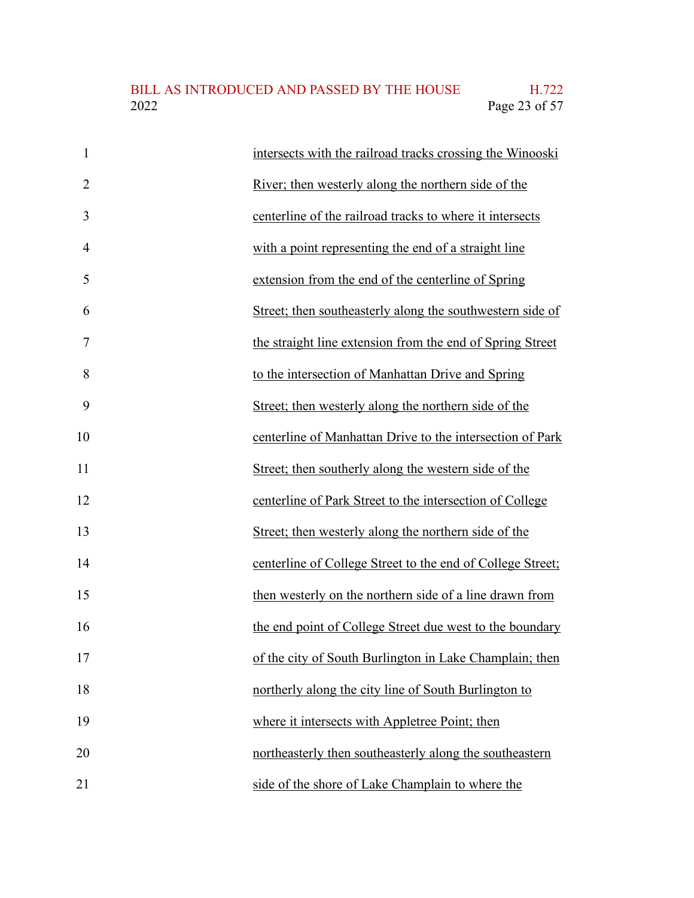intersects with the railroad tracks crossing the Winooski River; then westerly along the northern side of the centerline of the railroad tracks to where it intersects with a point representing the end of a straight line extension from the end of the centerline of Spring Street; then southeasterly along the southwestern side of the straight line extension from the end of Spring Street to the intersection of Manhattan Drive and Spring Street; then westerly along the northern side of the centerline of Manhattan Drive to the intersection of Park Street; then southerly along the western side of the centerline of Park Street to the intersection of College Street; then westerly along the northern side of the centerline of College Street to the end of College Street; then westerly on the northern side of a line drawn from the end point of College Street due west to the boundary of the city of South Burlington in Lake Champlain; then northerly along the city line of South Burlington to where it intersects with Appletree Point; then northeasterly then southeasterly along the southeastern side of the shore of Lake Champlain to where the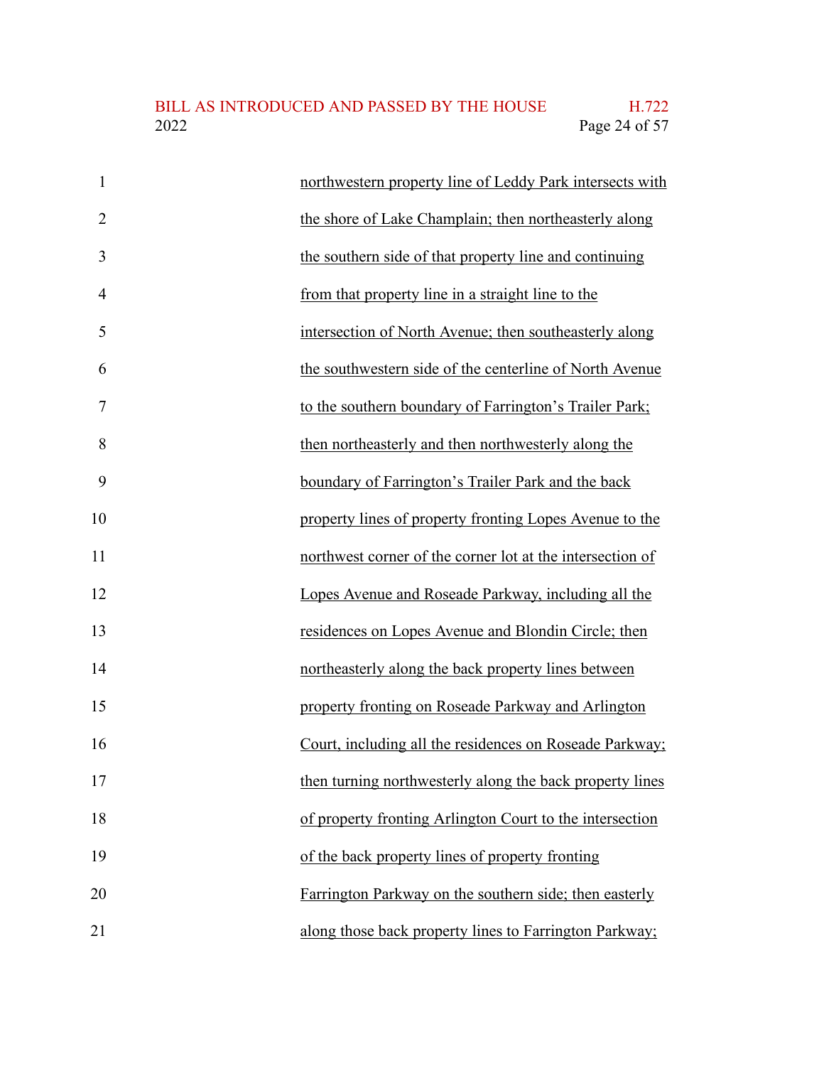northwestern property line of Leddy Park intersects with the shore of Lake Champlain; then northeasterly along the southern side of that property line and continuing from that property line in a straight line to the intersection of North Avenue; then southeasterly along the southwestern side of the centerline of North Avenue to the southern boundary of Farrington's Trailer Park; then northeasterly and then northwesterly along the boundary of Farrington's Trailer Park and the back property lines of property fronting Lopes Avenue to the northwest corner of the corner lot at the intersection of Lopes Avenue and Roseade Parkway, including all the residences on Lopes Avenue and Blondin Circle; then northeasterly along the back property lines between property fronting on Roseade Parkway and Arlington Court, including all the residences on Roseade Parkway; then turning northwesterly along the back property lines of property fronting Arlington Court to the intersection of the back property lines of property fronting Farrington Parkway on the southern side; then easterly along those back property lines to Farrington Parkway;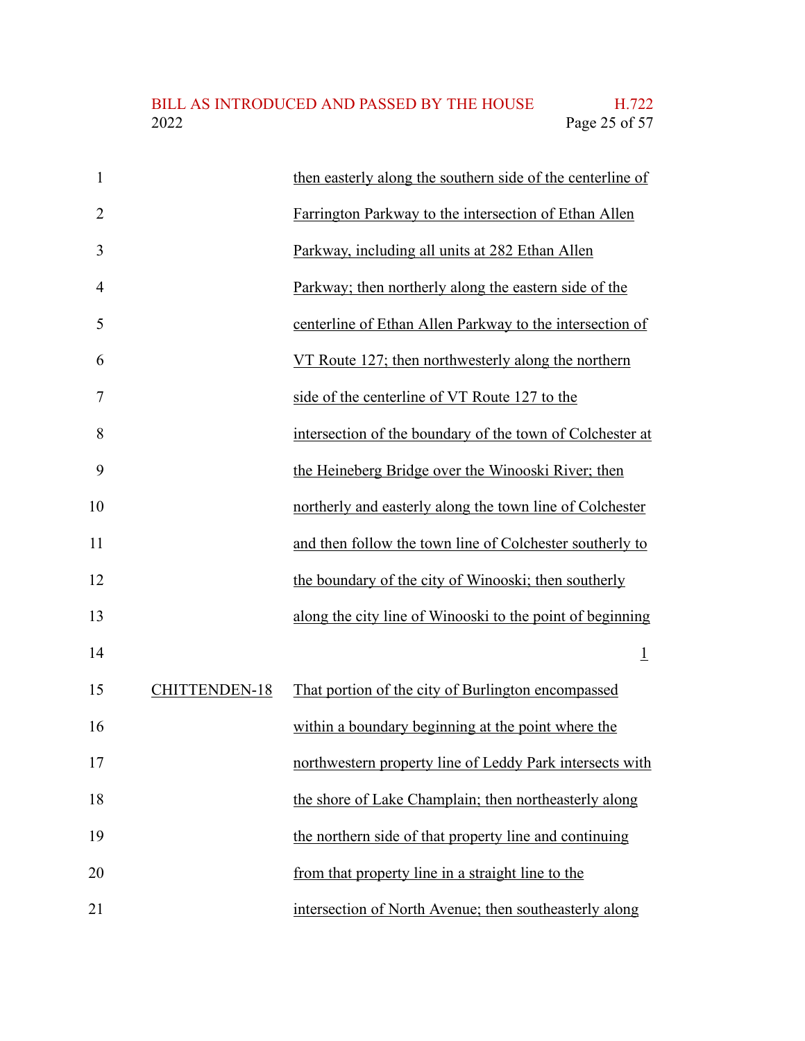then easterly along the southern side of the centerline of Farrington Parkway to the intersection of Ethan Allen Parkway, including all units at 282 Ethan Allen Parkway; then northerly along the eastern side of the centerline of Ethan Allen Parkway to the intersection of VT Route 127; then northwesterly along the northern side of the centerline of VT Route 127 to the intersection of the boundary of the town of Colchester at the Heineberg Bridge over the Winooski River; then northerly and easterly along the town line of Colchester and then follow the town line of Colchester southerly to the boundary of the city of Winooski; then southerly along the city line of Winooski to the point of beginning

1

CHITTENDEN-18 That portion of the city of Burlington encompassed within a boundary beginning at the point where the northwestern property line of Leddy Park intersects with the shore of Lake Champlain; then northeasterly along the northern side of that property line and continuing from that property line in a straight line to the intersection of North Avenue; then southeasterly along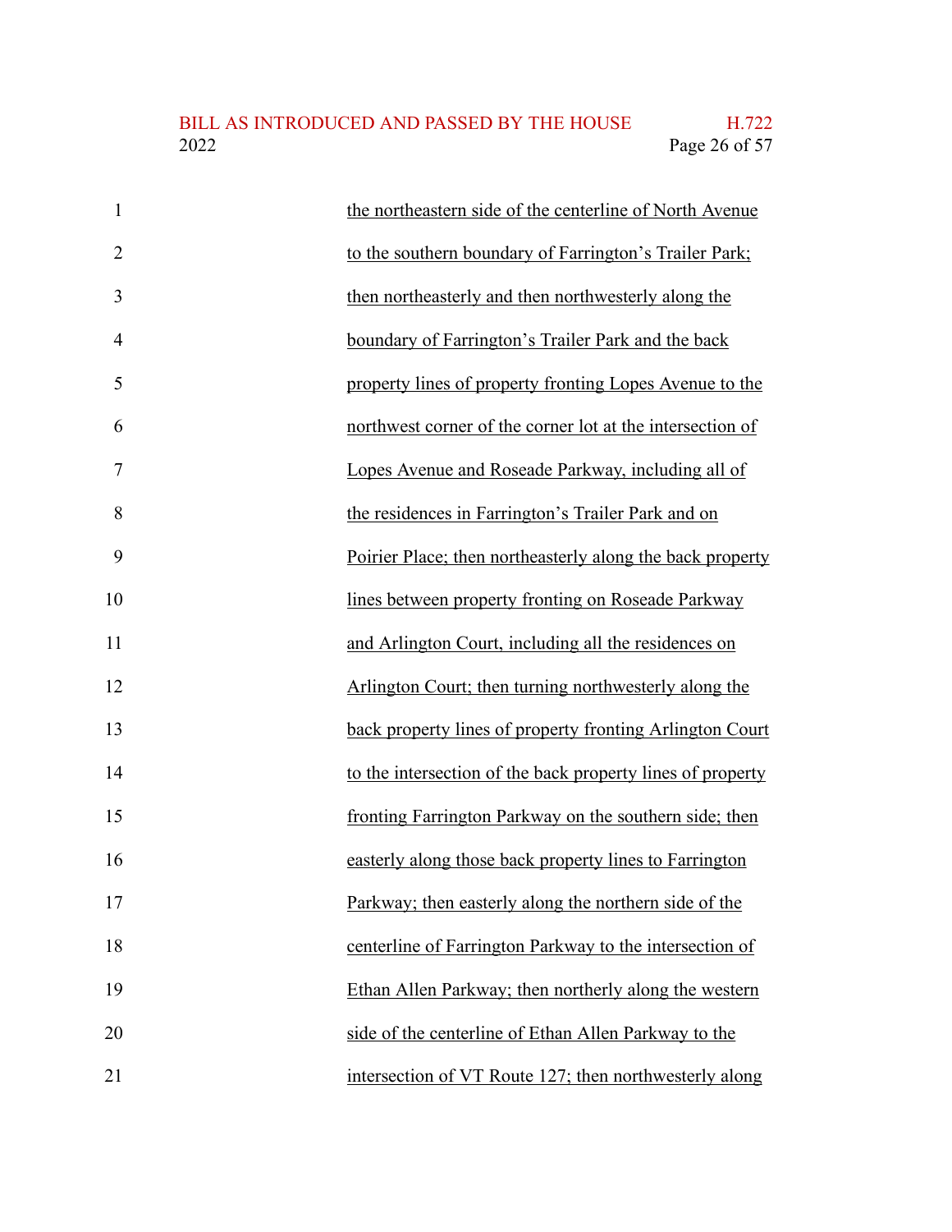the northeastern side of the centerline of North Avenue to the southern boundary of Farrington's Trailer Park; then northeasterly and then northwesterly along the boundary of Farrington's Trailer Park and the back property lines of property fronting Lopes Avenue to the northwest corner of the corner lot at the intersection of Lopes Avenue and Roseade Parkway, including all of the residences in Farrington's Trailer Park and on Poirier Place; then northeasterly along the back property lines between property fronting on Roseade Parkway and Arlington Court, including all the residences on Arlington Court; then turning northwesterly along the back property lines of property fronting Arlington Court to the intersection of the back property lines of property fronting Farrington Parkway on the southern side; then easterly along those back property lines to Farrington Parkway; then easterly along the northern side of the centerline of Farrington Parkway to the intersection of Ethan Allen Parkway; then northerly along the western side of the centerline of Ethan Allen Parkway to the intersection of VT Route 127; then northwesterly along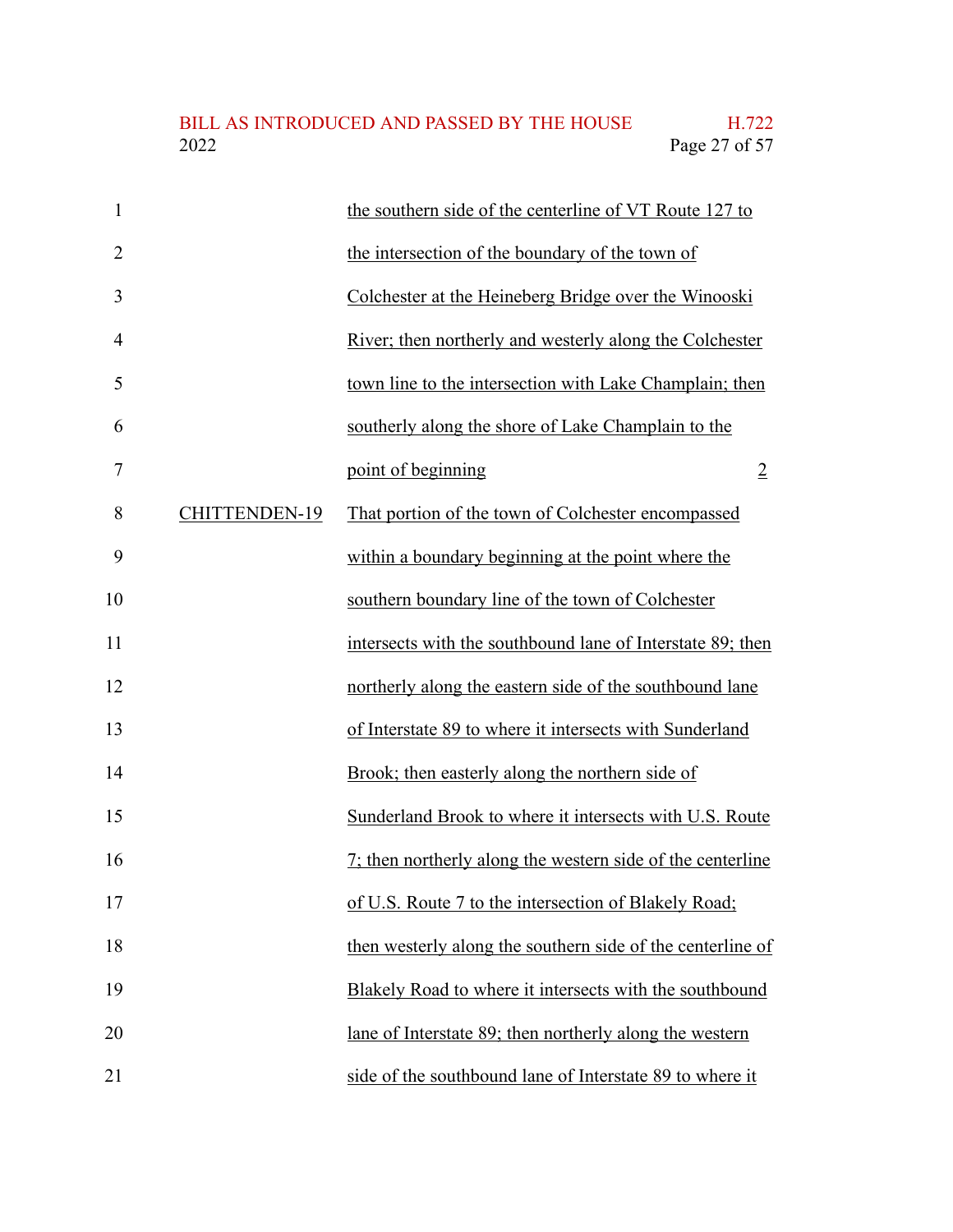| | | |
|---|---|---|
| | the southern side of the centerline of VT Route 127 to the intersection of the boundary of the town of Colchester at the Heineberg Bridge over the Winooski River; then northerly and westerly along the Colchester town line to the intersection with Lake Champlain; then southerly along the shore of Lake Champlain to the point of beginning | 2 |
| CHITTENDEN-19 | That portion of the town of Colchester encompassed within a boundary beginning at the point where the southern boundary line of the town of Colchester intersects with the southbound lane of Interstate 89; then northerly along the eastern side of the southbound lane of Interstate 89 to where it intersects with Sunderland Brook; then easterly along the northern side of Sunderland Brook to where it intersects with U.S. Route 7; then northerly along the western side of the centerline of U.S. Route 7 to the intersection of Blakely Road; then westerly along the southern side of the centerline of Blakely Road to where it intersects with the southbound lane of Interstate 89; then northerly along the western side of the southbound lane of Interstate 89 to where it | |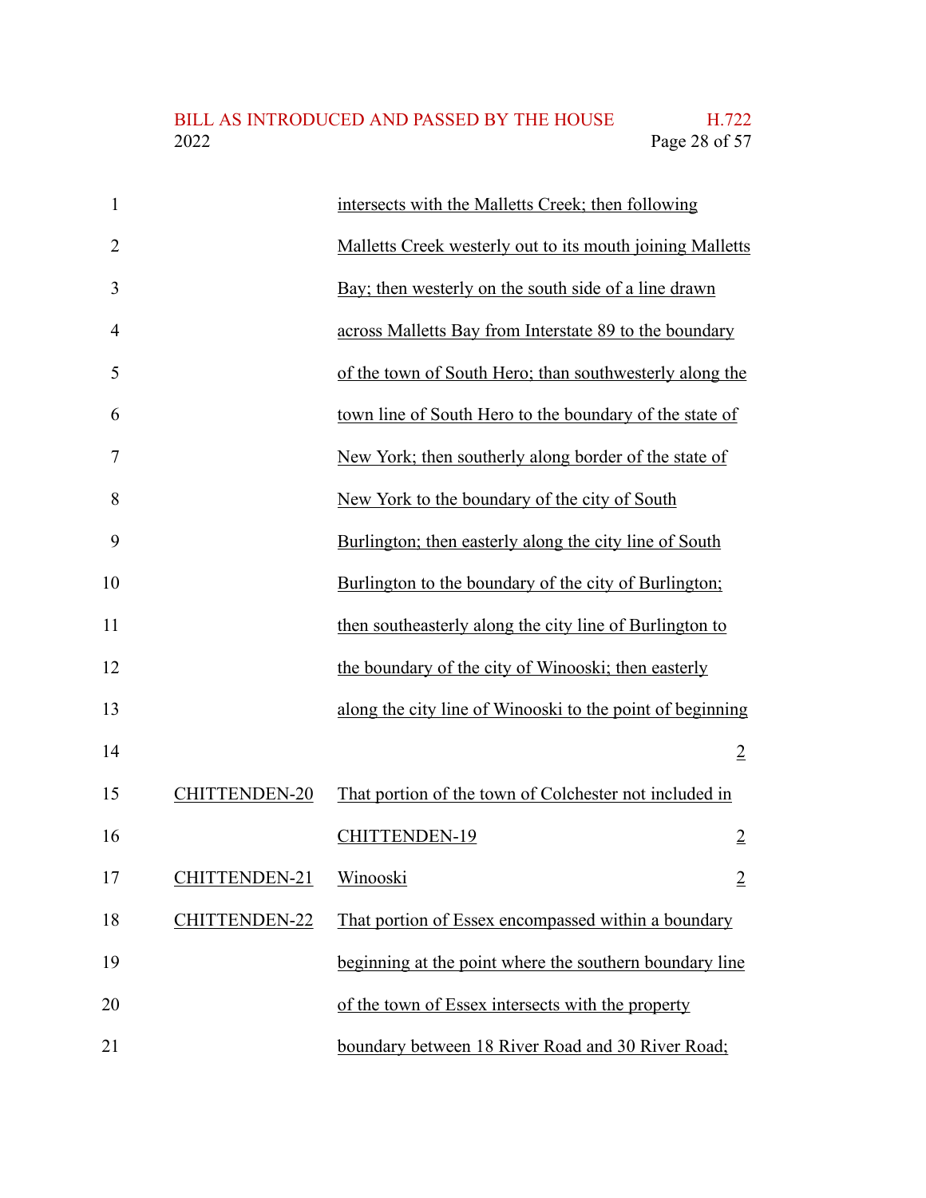intersects with the Malletts Creek; then following Malletts Creek westerly out to its mouth joining Malletts Bay; then westerly on the south side of a line drawn across Malletts Bay from Interstate 89 to the boundary of the town of South Hero; than southwesterly along the town line of South Hero to the boundary of the state of New York; then southerly along border of the state of New York to the boundary of the city of South Burlington; then easterly along the city line of South Burlington to the boundary of the city of Burlington; then southeasterly along the city line of Burlington to the boundary of the city of Winooski; then easterly along the city line of Winooski to the point of beginning 2

| | | |
|---|---|---|
| CHITTENDEN-20 | That portion of the town of Colchester not included in CHITTENDEN-19 | 2 |
| CHITTENDEN-21 | Winooski | 2 |
| CHITTENDEN-22 | That portion of Essex encompassed within a boundary beginning at the point where the southern boundary line of the town of Essex intersects with the property boundary between 18 River Road and 30 River Road; | |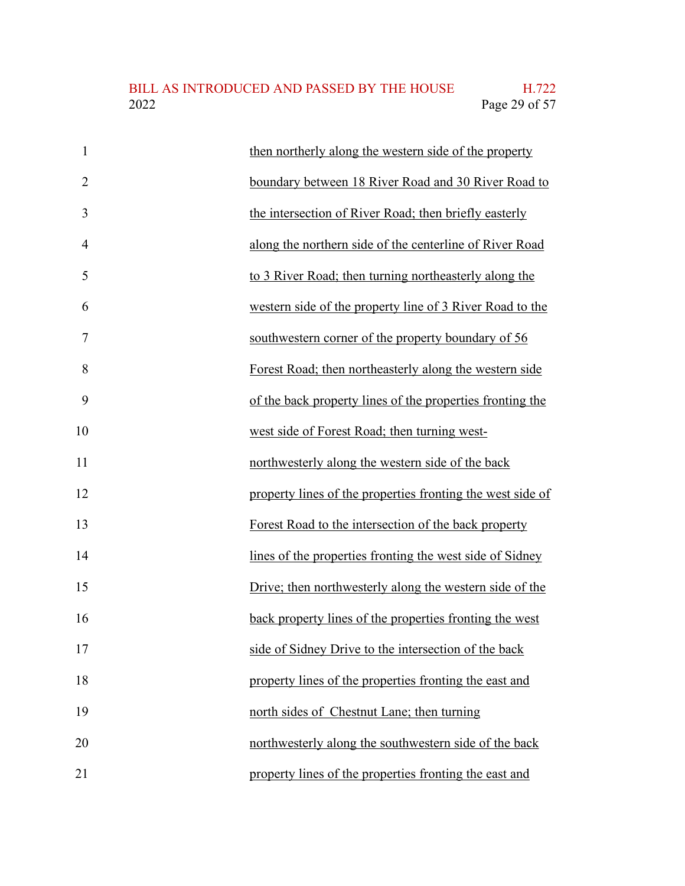then northerly along the western side of the property boundary between 18 River Road and 30 River Road to the intersection of River Road; then briefly easterly along the northern side of the centerline of River Road to 3 River Road; then turning northeasterly along the western side of the property line of 3 River Road to the southwestern corner of the property boundary of 56 Forest Road; then northeasterly along the western side of the back property lines of the properties fronting the west side of Forest Road; then turning west-northwesterly along the western side of the back property lines of the properties fronting the west side of Forest Road to the intersection of the back property lines of the properties fronting the west side of Sidney Drive; then northwesterly along the western side of the back property lines of the properties fronting the west side of Sidney Drive to the intersection of the back property lines of the properties fronting the east and north sides of Chestnut Lane; then turning northwesterly along the southwestern side of the back property lines of the properties fronting the east and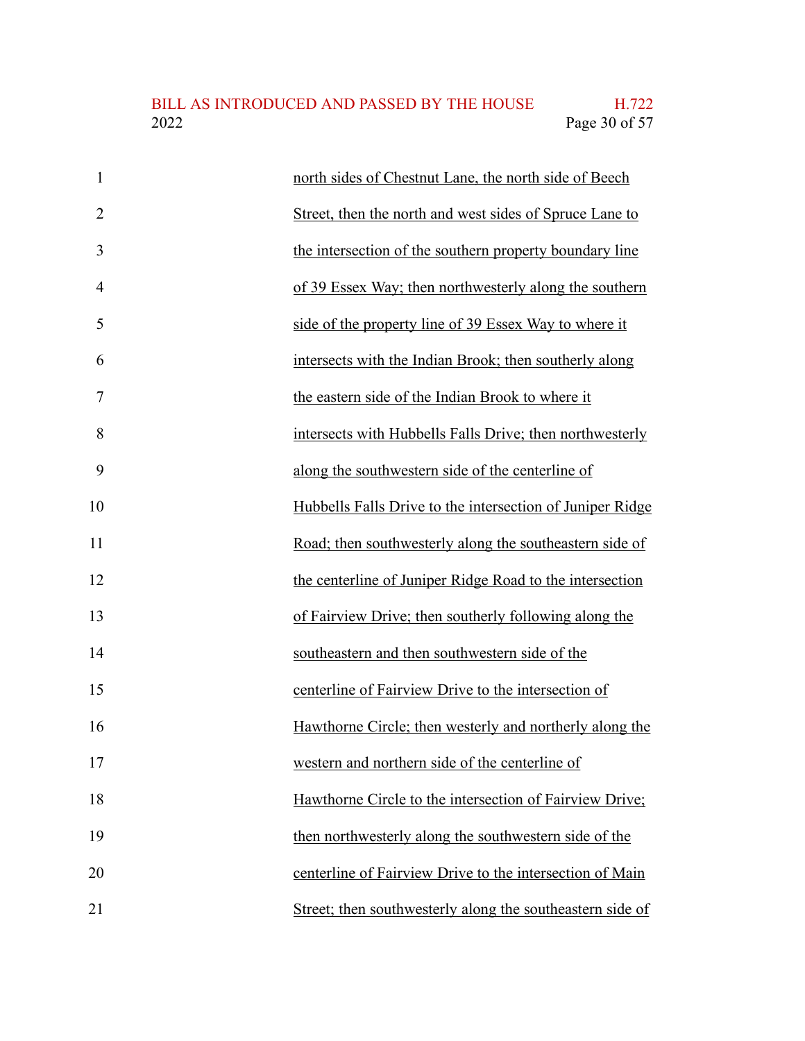north sides of Chestnut Lane, the north side of Beech Street, then the north and west sides of Spruce Lane to the intersection of the southern property boundary line of 39 Essex Way; then northwesterly along the southern side of the property line of 39 Essex Way to where it intersects with the Indian Brook; then southerly along the eastern side of the Indian Brook to where it intersects with Hubbells Falls Drive; then northwesterly along the southwestern side of the centerline of Hubbells Falls Drive to the intersection of Juniper Ridge Road; then southwesterly along the southeastern side of the centerline of Juniper Ridge Road to the intersection of Fairview Drive; then southerly following along the southeastern and then southwestern side of the centerline of Fairview Drive to the intersection of Hawthorne Circle; then westerly and northerly along the western and northern side of the centerline of Hawthorne Circle to the intersection of Fairview Drive; then northwesterly along the southwestern side of the centerline of Fairview Drive to the intersection of Main Street; then southwesterly along the southeastern side of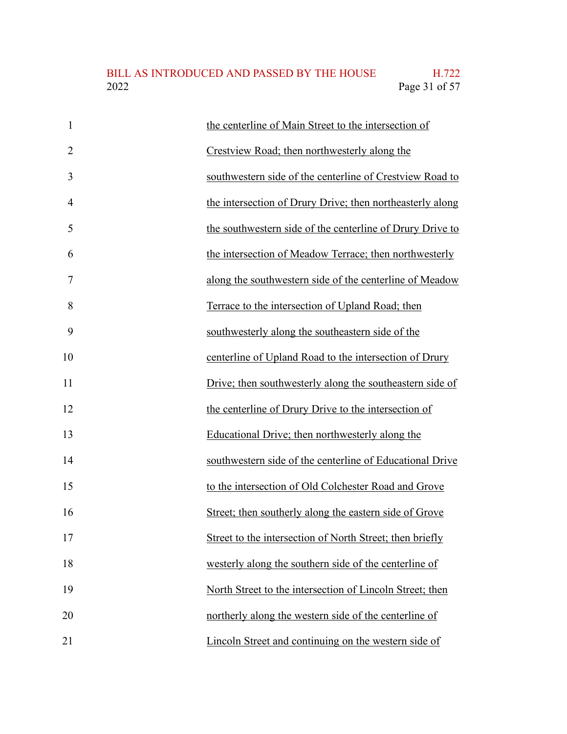the centerline of Main Street to the intersection of Crestview Road; then northwesterly along the southwestern side of the centerline of Crestview Road to the intersection of Drury Drive; then northeasterly along the southwestern side of the centerline of Drury Drive to the intersection of Meadow Terrace; then northwesterly along the southwestern side of the centerline of Meadow Terrace to the intersection of Upland Road; then southwesterly along the southeastern side of the centerline of Upland Road to the intersection of Drury Drive; then southwesterly along the southeastern side of the centerline of Drury Drive to the intersection of Educational Drive; then northwesterly along the southwestern side of the centerline of Educational Drive to the intersection of Old Colchester Road and Grove Street; then southerly along the eastern side of Grove Street to the intersection of North Street; then briefly westerly along the southern side of the centerline of North Street to the intersection of Lincoln Street; then northerly along the western side of the centerline of Lincoln Street and continuing on the western side of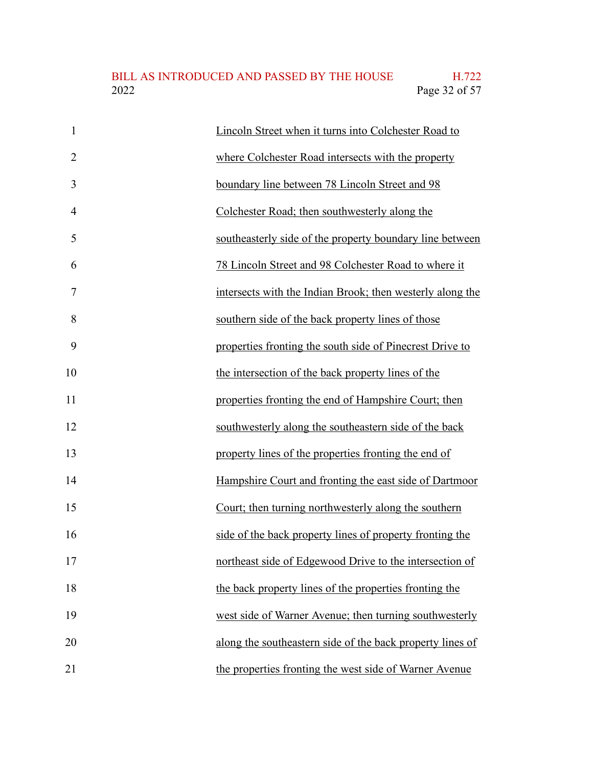Lincoln Street when it turns into Colchester Road to where Colchester Road intersects with the property boundary line between 78 Lincoln Street and 98 Colchester Road; then southwesterly along the southeasterly side of the property boundary line between 78 Lincoln Street and 98 Colchester Road to where it intersects with the Indian Brook; then westerly along the southern side of the back property lines of those properties fronting the south side of Pinecrest Drive to the intersection of the back property lines of the properties fronting the end of Hampshire Court; then southwesterly along the southeastern side of the back property lines of the properties fronting the end of Hampshire Court and fronting the east side of Dartmoor Court; then turning northwesterly along the southern side of the back property lines of property fronting the northeast side of Edgewood Drive to the intersection of the back property lines of the properties fronting the west side of Warner Avenue; then turning southwesterly along the southeastern side of the back property lines of the properties fronting the west side of Warner Avenue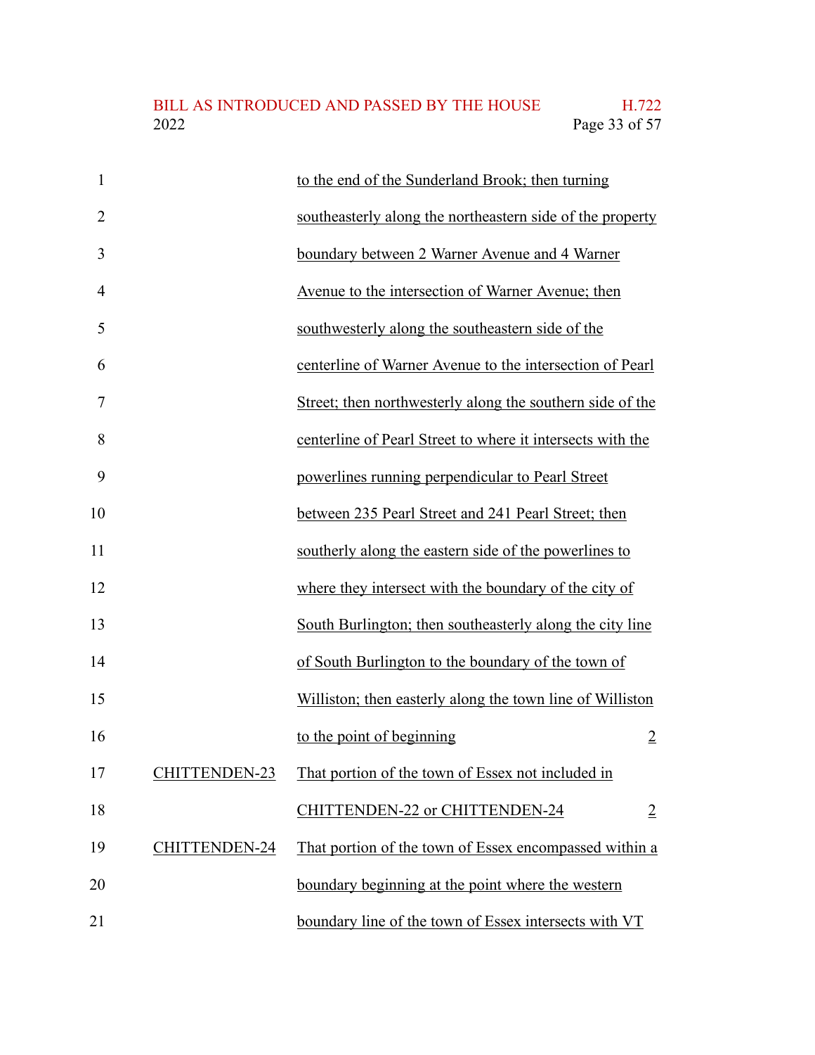| | | |
|---|---|---|
| | to the end of the Sunderland Brook; then turning southeasterly along the northeastern side of the property boundary between 2 Warner Avenue and 4 Warner Avenue to the intersection of Warner Avenue; then southwesterly along the southeastern side of the centerline of Warner Avenue to the intersection of Pearl Street; then northwesterly along the southern side of the centerline of Pearl Street to where it intersects with the powerlines running perpendicular to Pearl Street between 235 Pearl Street and 241 Pearl Street; then southerly along the eastern side of the powerlines to where they intersect with the boundary of the city of South Burlington; then southeasterly along the city line of South Burlington to the boundary of the town of Williston; then easterly along the town line of Williston to the point of beginning | 2 |
| CHITTENDEN-23 | That portion of the town of Essex not included in CHITTENDEN-22 or CHITTENDEN-24 | 2 |
| CHITTENDEN-24 | That portion of the town of Essex encompassed within a boundary beginning at the point where the western boundary line of the town of Essex intersects with VT | |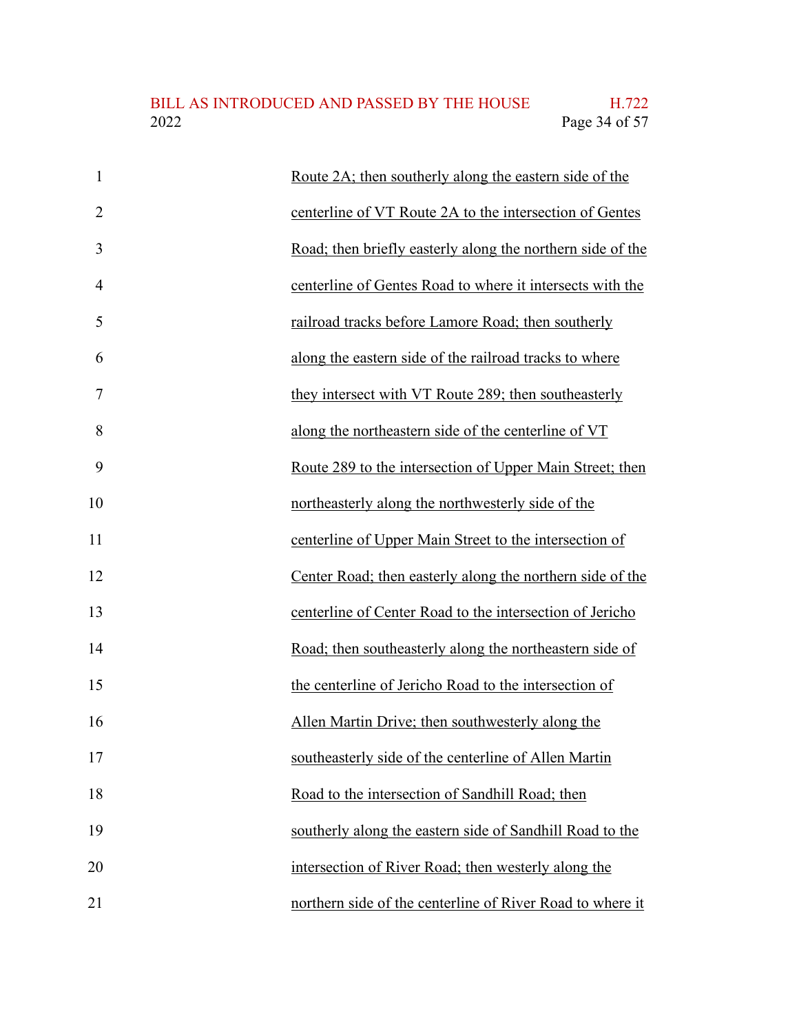Route 2A; then southerly along the eastern side of the centerline of VT Route 2A to the intersection of Gentes Road; then briefly easterly along the northern side of the centerline of Gentes Road to where it intersects with the railroad tracks before Lamore Road; then southerly along the eastern side of the railroad tracks to where they intersect with VT Route 289; then southeasterly along the northeastern side of the centerline of VT Route 289 to the intersection of Upper Main Street; then northeasterly along the northwesterly side of the centerline of Upper Main Street to the intersection of Center Road; then easterly along the northern side of the centerline of Center Road to the intersection of Jericho Road; then southeasterly along the northeastern side of the centerline of Jericho Road to the intersection of Allen Martin Drive; then southwesterly along the southeasterly side of the centerline of Allen Martin Road to the intersection of Sandhill Road; then southerly along the eastern side of Sandhill Road to the intersection of River Road; then westerly along the northern side of the centerline of River Road to where it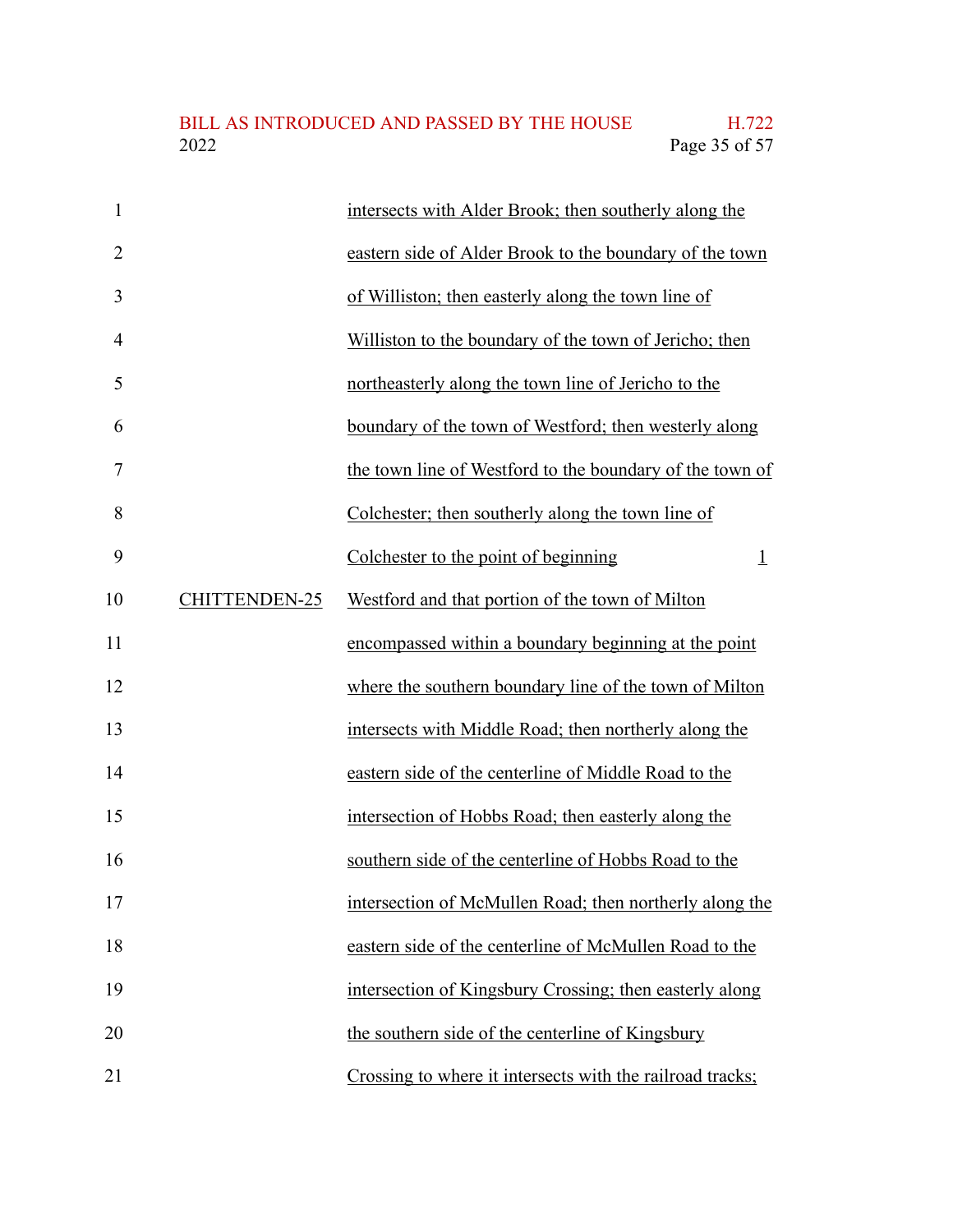| | | |
|---|---|---|
| | intersects with Alder Brook; then southerly along the eastern side of Alder Brook to the boundary of the town of Williston; then easterly along the town line of Williston to the boundary of the town of Jericho; then northeasterly along the town line of Jericho to the boundary of the town of Westford; then westerly along the town line of Westford to the boundary of the town of Colchester; then southerly along the town line of Colchester to the point of beginning | 1 |
| CHITTENDEN-25 | Westford and that portion of the town of Milton encompassed within a boundary beginning at the point where the southern boundary line of the town of Milton intersects with Middle Road; then northerly along the eastern side of the centerline of Middle Road to the intersection of Hobbs Road; then easterly along the southern side of the centerline of Hobbs Road to the intersection of McMullen Road; then northerly along the eastern side of the centerline of McMullen Road to the intersection of Kingsbury Crossing; then easterly along the southern side of the centerline of Kingsbury Crossing to where it intersects with the railroad tracks; | |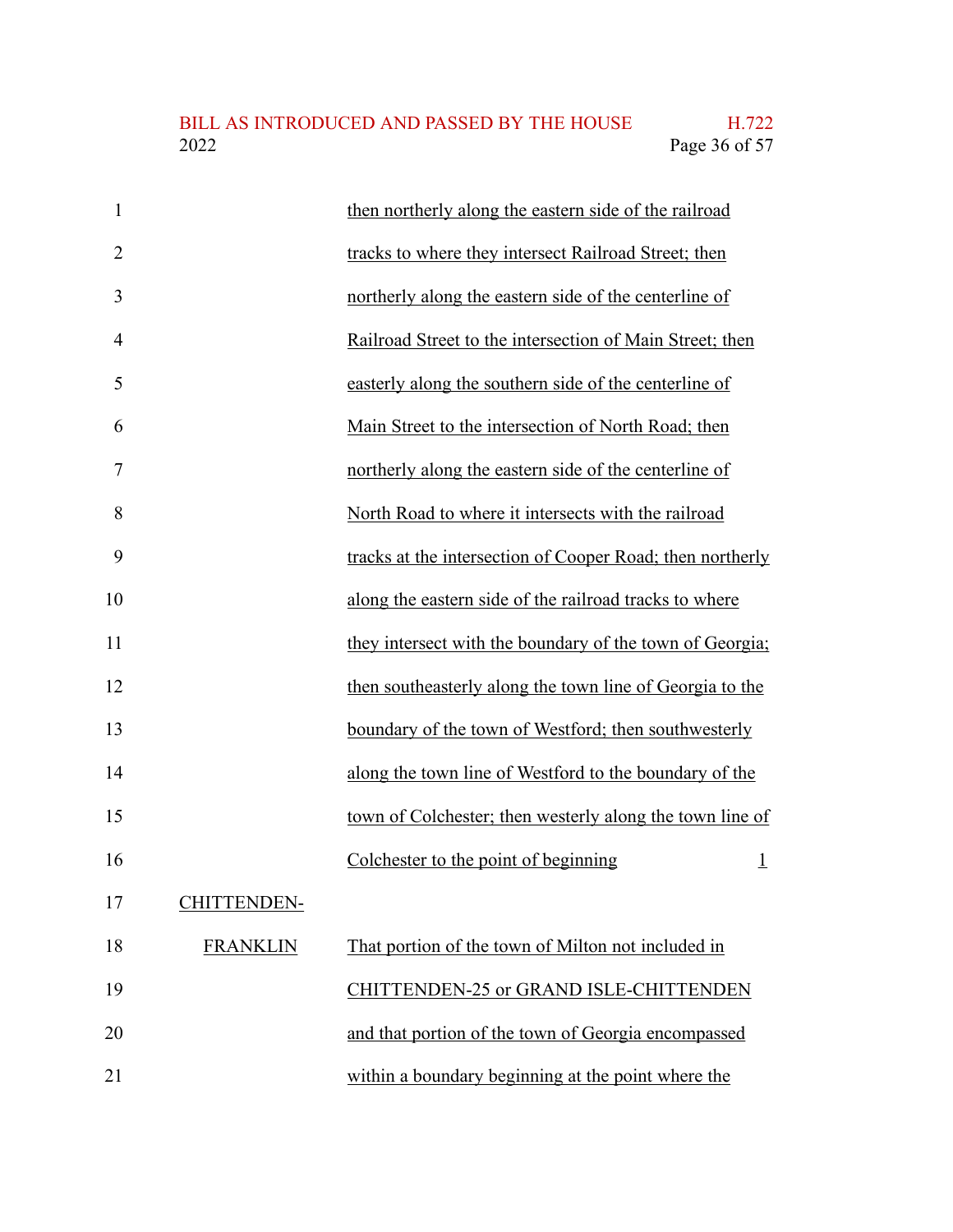| | | |
|---|---|---|
| | then northerly along the eastern side of the railroad tracks to where they intersect Railroad Street; then northerly along the eastern side of the centerline of Railroad Street to the intersection of Main Street; then easterly along the southern side of the centerline of Main Street to the intersection of North Road; then northerly along the eastern side of the centerline of North Road to where it intersects with the railroad tracks at the intersection of Cooper Road; then northerly along the eastern side of the railroad tracks to where they intersect with the boundary of the town of Georgia; then southeasterly along the town line of Georgia to the boundary of the town of Westford; then southwesterly along the town line of Westford to the boundary of the town of Colchester; then westerly along the town line of Colchester to the point of beginning | 1 |
| CHITTENDEN-FRANKLIN | That portion of the town of Milton not included in CHITTENDEN-25 or GRAND ISLE-CHITTENDEN and that portion of the town of Georgia encompassed within a boundary beginning at the point where the | |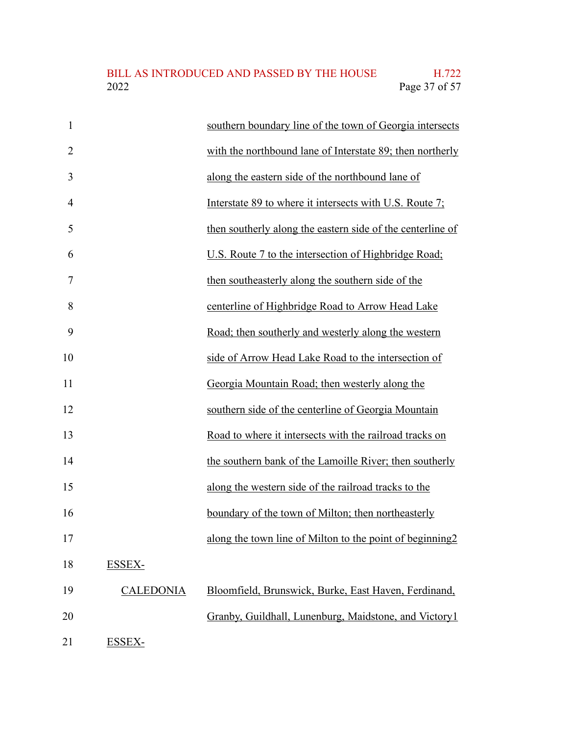southern boundary line of the town of Georgia intersects with the northbound lane of Interstate 89; then northerly along the eastern side of the northbound lane of Interstate 89 to where it intersects with U.S. Route 7; then southerly along the eastern side of the centerline of U.S. Route 7 to the intersection of Highbridge Road; then southeasterly along the southern side of the centerline of Highbridge Road to Arrow Head Lake Road; then southerly and westerly along the western side of Arrow Head Lake Road to the intersection of Georgia Mountain Road; then westerly along the southern side of the centerline of Georgia Mountain Road to where it intersects with the railroad tracks on the southern bank of the Lamoille River; then southerly along the western side of the railroad tracks to the boundary of the town of Milton; then northeasterly along the town line of Milton to the point of beginning2

| | |
|---|---|
| ESSEX-CALEDONIA | Bloomfield, Brunswick, Burke, East Haven, Ferdinand, Granby, Guildhall, Lunenburg, Maidstone, and Victory1 |
| ESSEX- | |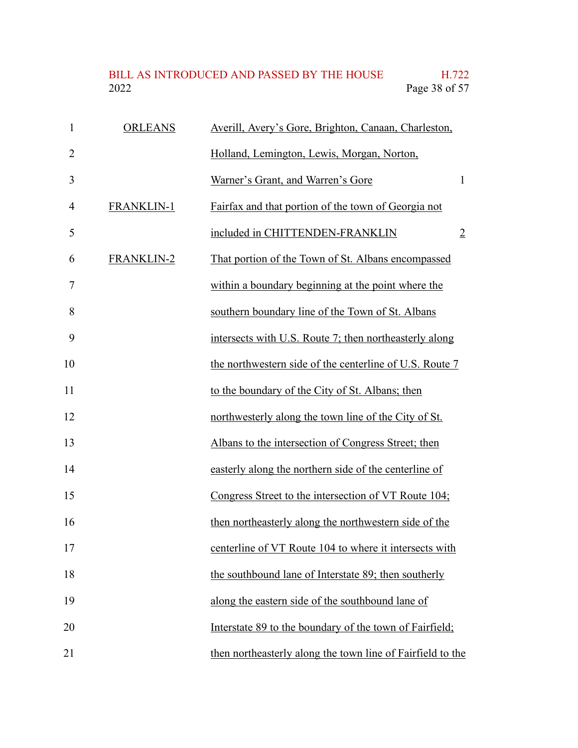| | | |
|---|---|---|
| ORLEANS | Averill, Avery's Gore, Brighton, Canaan, Charleston, Holland, Lemington, Lewis, Morgan, Norton, Warner's Grant, and Warren's Gore | 1 |
| FRANKLIN-1 | Fairfax and that portion of the town of Georgia not included in CHITTENDEN-FRANKLIN | 2 |
| FRANKLIN-2 | That portion of the Town of St. Albans encompassed within a boundary beginning at the point where the southern boundary line of the Town of St. Albans intersects with U.S. Route 7; then northeasterly along the northwestern side of the centerline of U.S. Route 7 to the boundary of the City of St. Albans; then northwesterly along the town line of the City of St. Albans to the intersection of Congress Street; then easterly along the northern side of the centerline of Congress Street to the intersection of VT Route 104; then northeasterly along the northwestern side of the centerline of VT Route 104 to where it intersects with the southbound lane of Interstate 89; then southerly along the eastern side of the southbound lane of Interstate 89 to the boundary of the town of Fairfield; then northeasterly along the town line of Fairfield to the | |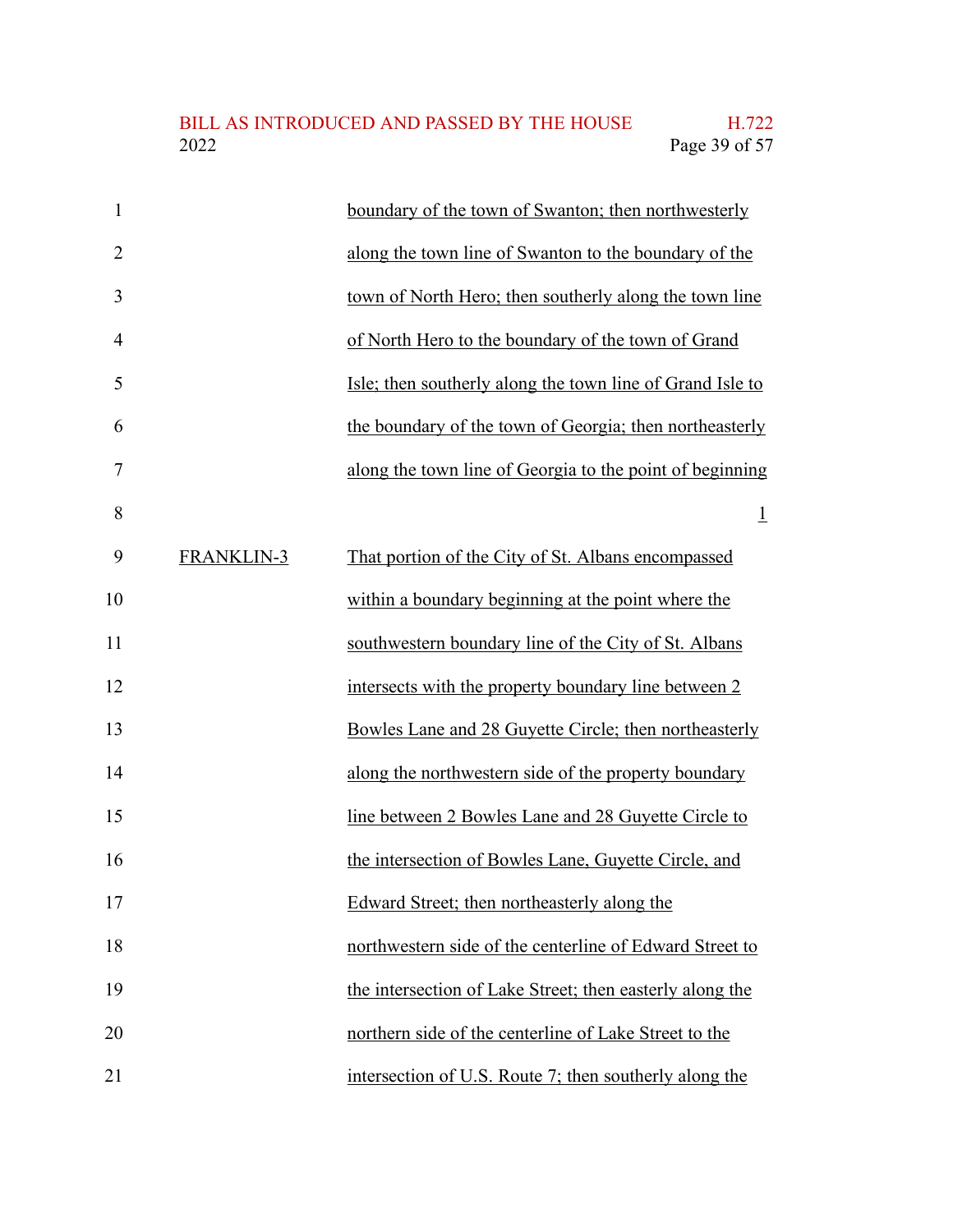| | |
|---|---|
| | boundary of the town of Swanton; then northwesterly along the town line of Swanton to the boundary of the town of North Hero; then southerly along the town line of North Hero to the boundary of the town of Grand Isle; then southerly along the town line of Grand Isle to the boundary of the town of Georgia; then northeasterly along the town line of Georgia to the point of beginning |
| | 1 |
| FRANKLIN-3 | That portion of the City of St. Albans encompassed within a boundary beginning at the point where the southwestern boundary line of the City of St. Albans intersects with the property boundary line between 2 Bowles Lane and 28 Guyette Circle; then northeasterly along the northwestern side of the property boundary line between 2 Bowles Lane and 28 Guyette Circle to the intersection of Bowles Lane, Guyette Circle, and Edward Street; then northeasterly along the northwestern side of the centerline of Edward Street to the intersection of Lake Street; then easterly along the northern side of the centerline of Lake Street to the intersection of U.S. Route 7; then southerly along the |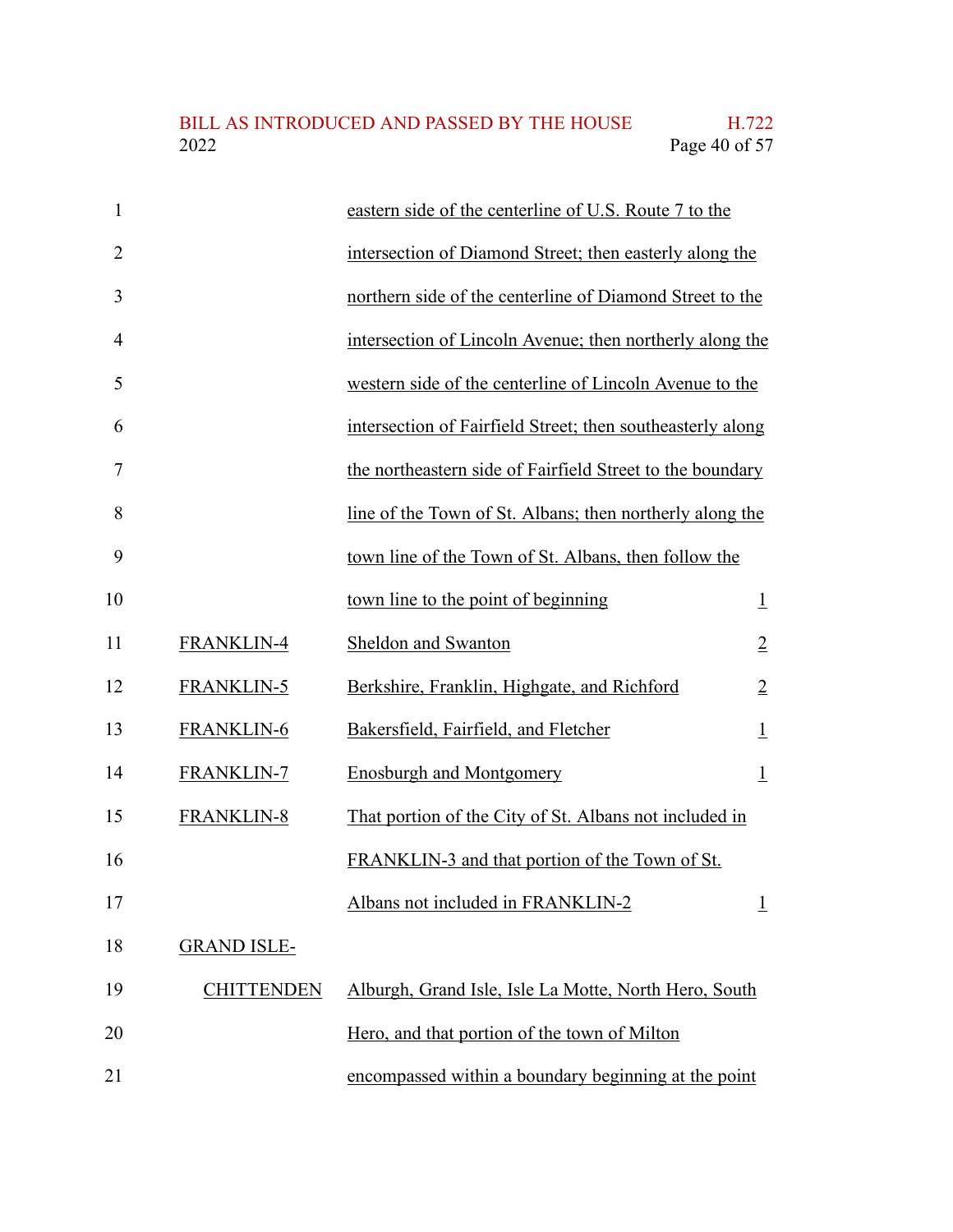| | | |
|---|---|---|
| | eastern side of the centerline of U.S. Route 7 to the intersection of Diamond Street; then easterly along the northern side of the centerline of Diamond Street to the intersection of Lincoln Avenue; then northerly along the western side of the centerline of Lincoln Avenue to the intersection of Fairfield Street; then southeasterly along the northeastern side of Fairfield Street to the boundary line of the Town of St. Albans; then northerly along the town line of the Town of St. Albans, then follow the town line to the point of beginning | 1 |
| FRANKLIN-4 | Sheldon and Swanton | 2 |
| FRANKLIN-5 | Berkshire, Franklin, Highgate, and Richford | 2 |
| FRANKLIN-6 | Bakersfield, Fairfield, and Fletcher | 1 |
| FRANKLIN-7 | Enosburgh and Montgomery | 1 |
| FRANKLIN-8 | That portion of the City of St. Albans not included in FRANKLIN-3 and that portion of the Town of St. Albans not included in FRANKLIN-2 | 1 |
| GRAND ISLE-CHITTENDEN | Alburgh, Grand Isle, Isle La Motte, North Hero, South Hero, and that portion of the town of Milton encompassed within a boundary beginning at the point | |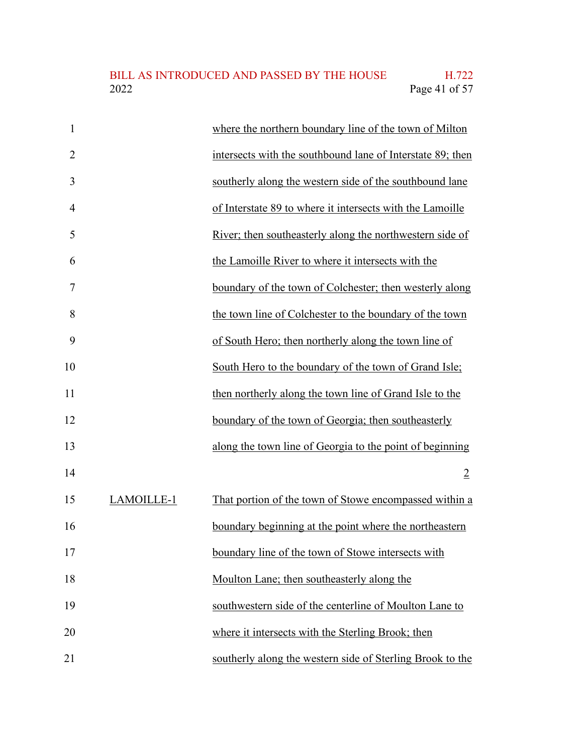| | | |
|---|---|---|
| | where the northern boundary line of the town of Milton intersects with the southbound lane of Interstate 89; then southerly along the western side of the southbound lane of Interstate 89 to where it intersects with the Lamoille River; then southeasterly along the northwestern side of the Lamoille River to where it intersects with the boundary of the town of Colchester; then westerly along the town line of Colchester to the boundary of the town of South Hero; then northerly along the town line of South Hero to the boundary of the town of Grand Isle; then northerly along the town line of Grand Isle to the boundary of the town of Georgia; then southeasterly along the town line of Georgia to the point of beginning | 2 |
| LAMOILLE-1 | That portion of the town of Stowe encompassed within a boundary beginning at the point where the northeastern boundary line of the town of Stowe intersects with Moulton Lane; then southeasterly along the southwestern side of the centerline of Moulton Lane to where it intersects with the Sterling Brook; then southerly along the western side of Sterling Brook to the | |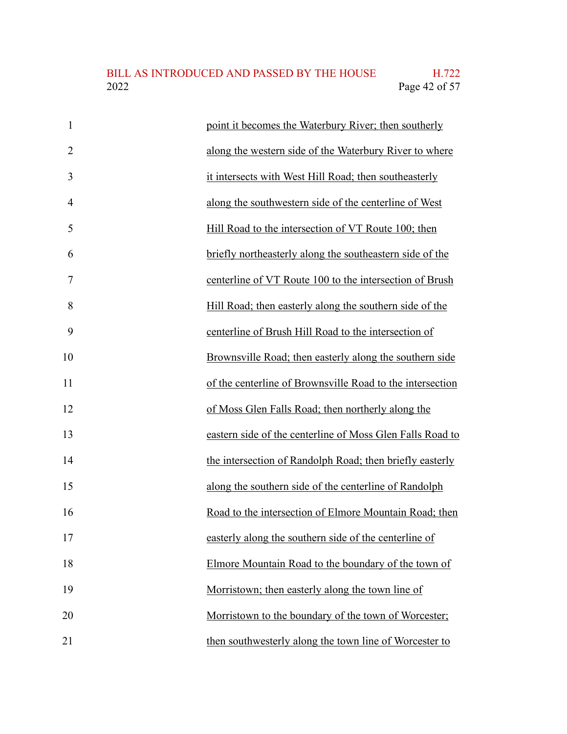point it becomes the Waterbury River; then southerly along the western side of the Waterbury River to where it intersects with West Hill Road; then southeasterly along the southwestern side of the centerline of West Hill Road to the intersection of VT Route 100; then briefly northeasterly along the southeastern side of the centerline of VT Route 100 to the intersection of Brush Hill Road; then easterly along the southern side of the centerline of Brush Hill Road to the intersection of Brownsville Road; then easterly along the southern side of the centerline of Brownsville Road to the intersection of Moss Glen Falls Road; then northerly along the eastern side of the centerline of Moss Glen Falls Road to the intersection of Randolph Road; then briefly easterly along the southern side of the centerline of Randolph Road to the intersection of Elmore Mountain Road; then easterly along the southern side of the centerline of Elmore Mountain Road to the boundary of the town of Morristown; then easterly along the town line of Morristown to the boundary of the town of Worcester; then southwesterly along the town line of Worcester to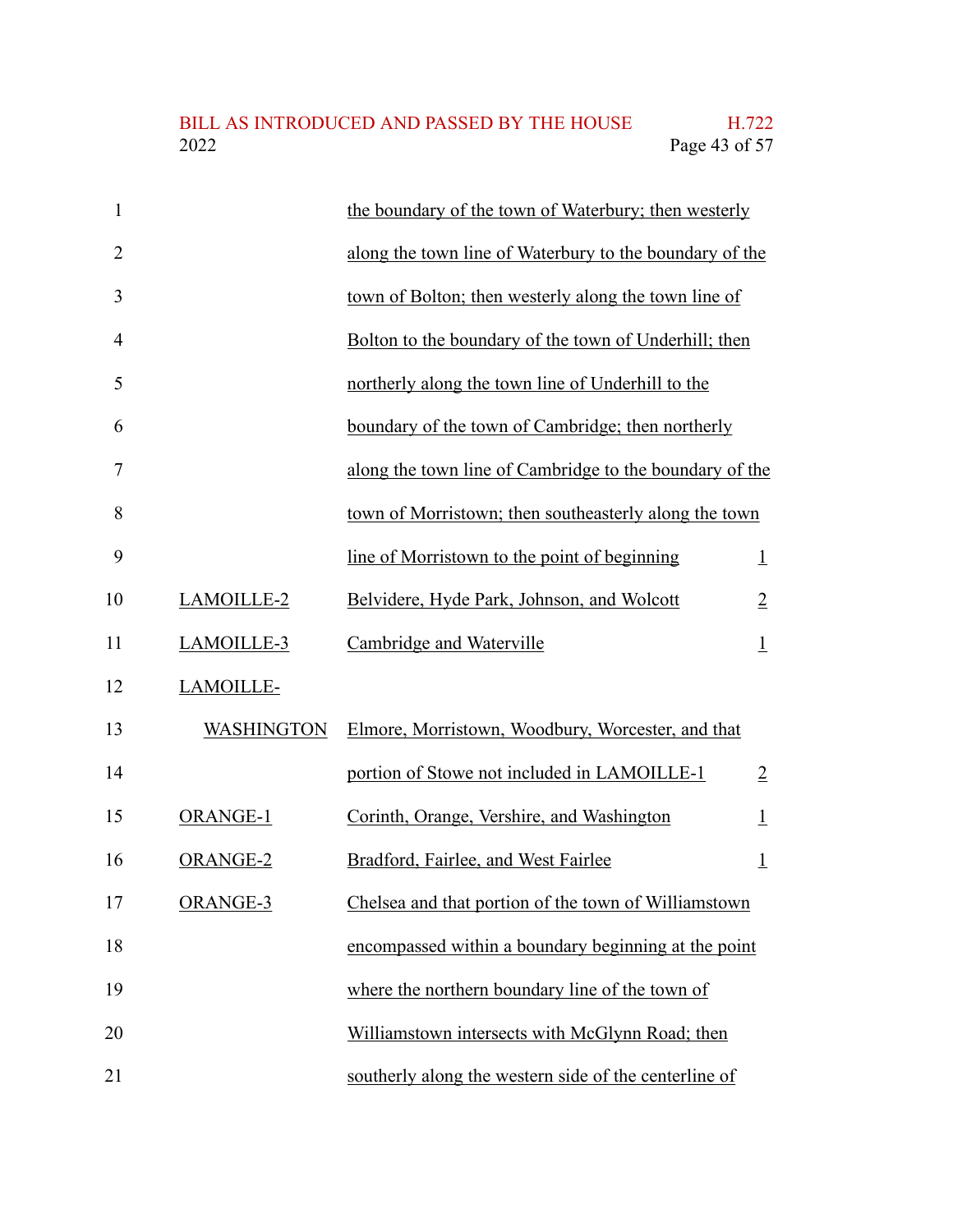| | | |
|---|---|---|
| | the boundary of the town of Waterbury; then westerly along the town line of Waterbury to the boundary of the town of Bolton; then westerly along the town line of Bolton to the boundary of the town of Underhill; then northerly along the town line of Underhill to the boundary of the town of Cambridge; then northerly along the town line of Cambridge to the boundary of the town of Morristown; then southeasterly along the town line of Morristown to the point of beginning | 1 |
| LAMOILLE-2 | Belvidere, Hyde Park, Johnson, and Wolcott | 2 |
| LAMOILLE-3 | Cambridge and Waterville | 1 |
| LAMOILLE-WASHINGTON | Elmore, Morristown, Woodbury, Worcester, and that portion of Stowe not included in LAMOILLE-1 | 2 |
| ORANGE-1 | Corinth, Orange, Vershire, and Washington | 1 |
| ORANGE-2 | Bradford, Fairlee, and West Fairlee | 1 |
| ORANGE-3 | Chelsea and that portion of the town of Williamstown encompassed within a boundary beginning at the point where the northern boundary line of the town of Williamstown intersects with McGlynn Road; then southerly along the western side of the centerline of | |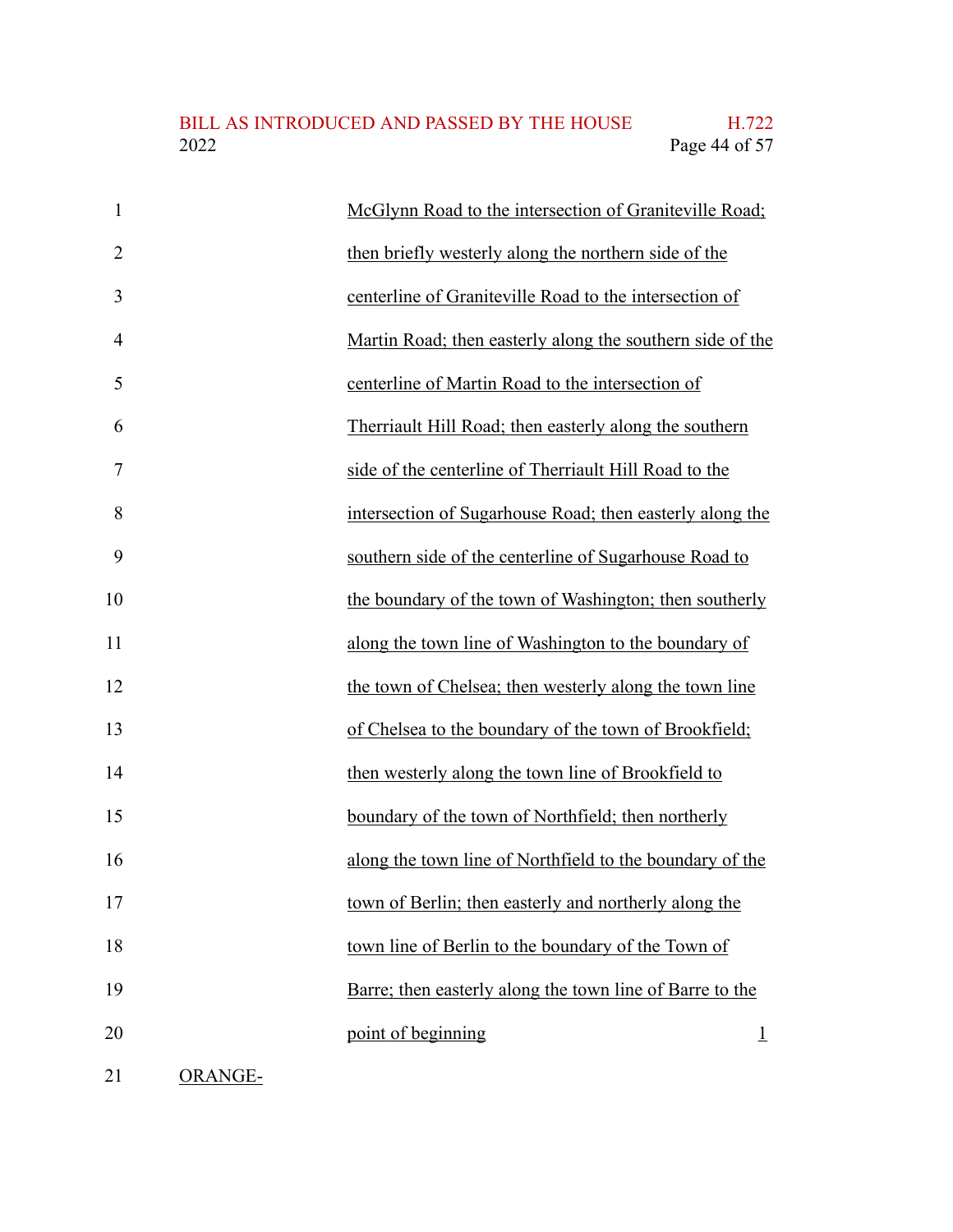McGlynn Road to the intersection of Graniteville Road; then briefly westerly along the northern side of the centerline of Graniteville Road to the intersection of Martin Road; then easterly along the southern side of the centerline of Martin Road to the intersection of Therriault Hill Road; then easterly along the southern side of the centerline of Therriault Hill Road to the intersection of Sugarhouse Road; then easterly along the southern side of the centerline of Sugarhouse Road to the boundary of the town of Washington; then southerly along the town line of Washington to the boundary of the town of Chelsea; then westerly along the town line of Chelsea to the boundary of the town of Brookfield; then westerly along the town line of Brookfield to boundary of the town of Northfield; then northerly along the town line of Northfield to the boundary of the town of Berlin; then easterly and northerly along the town line of Berlin to the boundary of the Town of Barre; then easterly along the town line of Barre to the point of beginning 1

ORANGE-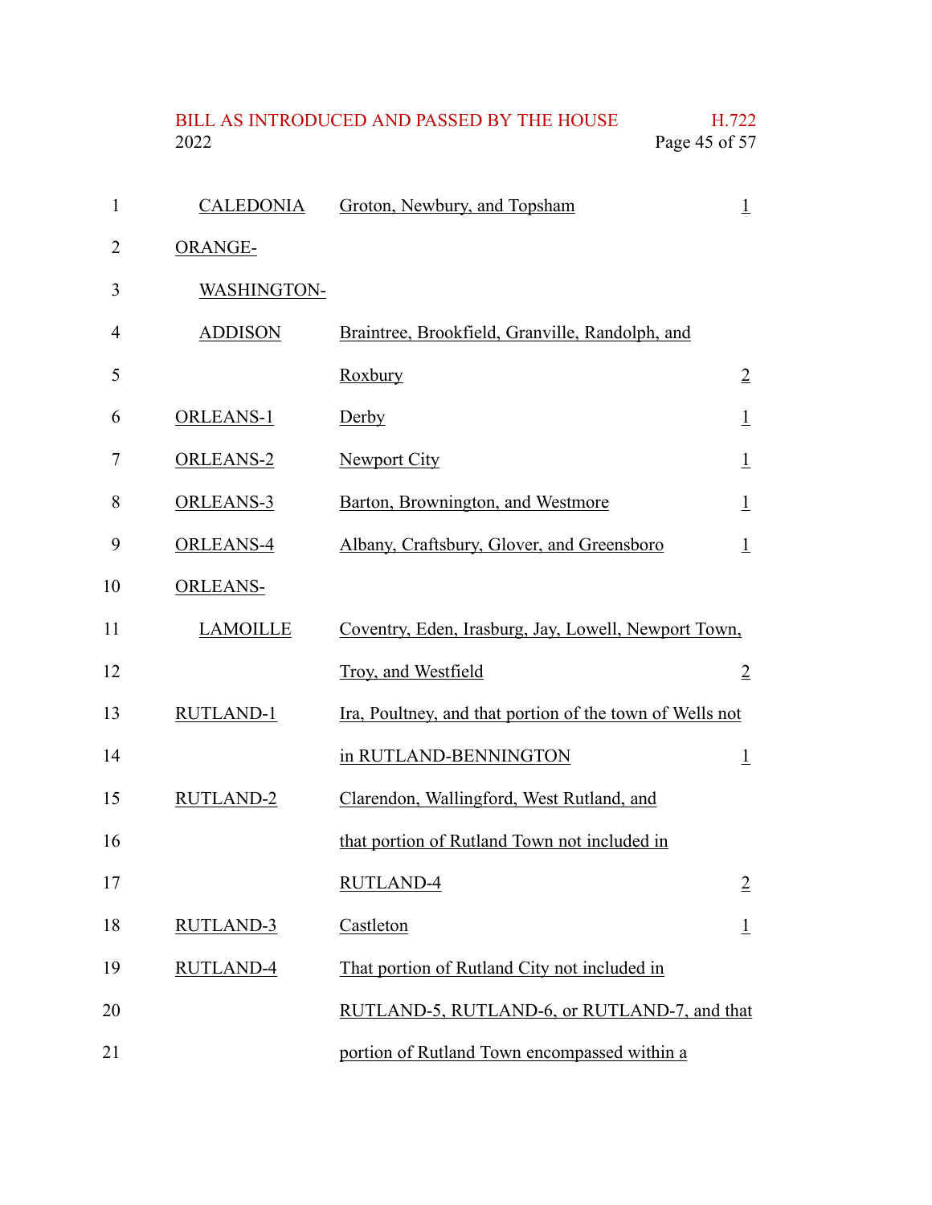| District | Towns | Members |
|---|---|---|
| CALEDONIA | Groton, Newbury, and Topsham | 1 |
| ORANGE-WASHINGTON-ADDISON | Braintree, Brookfield, Granville, Randolph, and Roxbury | 2 |
| ORLEANS-1 | Derby | 1 |
| ORLEANS-2 | Newport City | 1 |
| ORLEANS-3 | Barton, Brownington, and Westmore | 1 |
| ORLEANS-4 | Albany, Craftsbury, Glover, and Greensboro | 1 |
| ORLEANS-LAMOILLE | Coventry, Eden, Irasburg, Jay, Lowell, Newport Town, Troy, and Westfield | 2 |
| RUTLAND-1 | Ira, Poultney, and that portion of the town of Wells not in RUTLAND-BENNINGTON | 1 |
| RUTLAND-2 | Clarendon, Wallingford, West Rutland, and that portion of Rutland Town not included in RUTLAND-4 | 2 |
| RUTLAND-3 | Castleton | 1 |
| RUTLAND-4 | That portion of Rutland City not included in RUTLAND-5, RUTLAND-6, or RUTLAND-7, and that portion of Rutland Town encompassed within a | |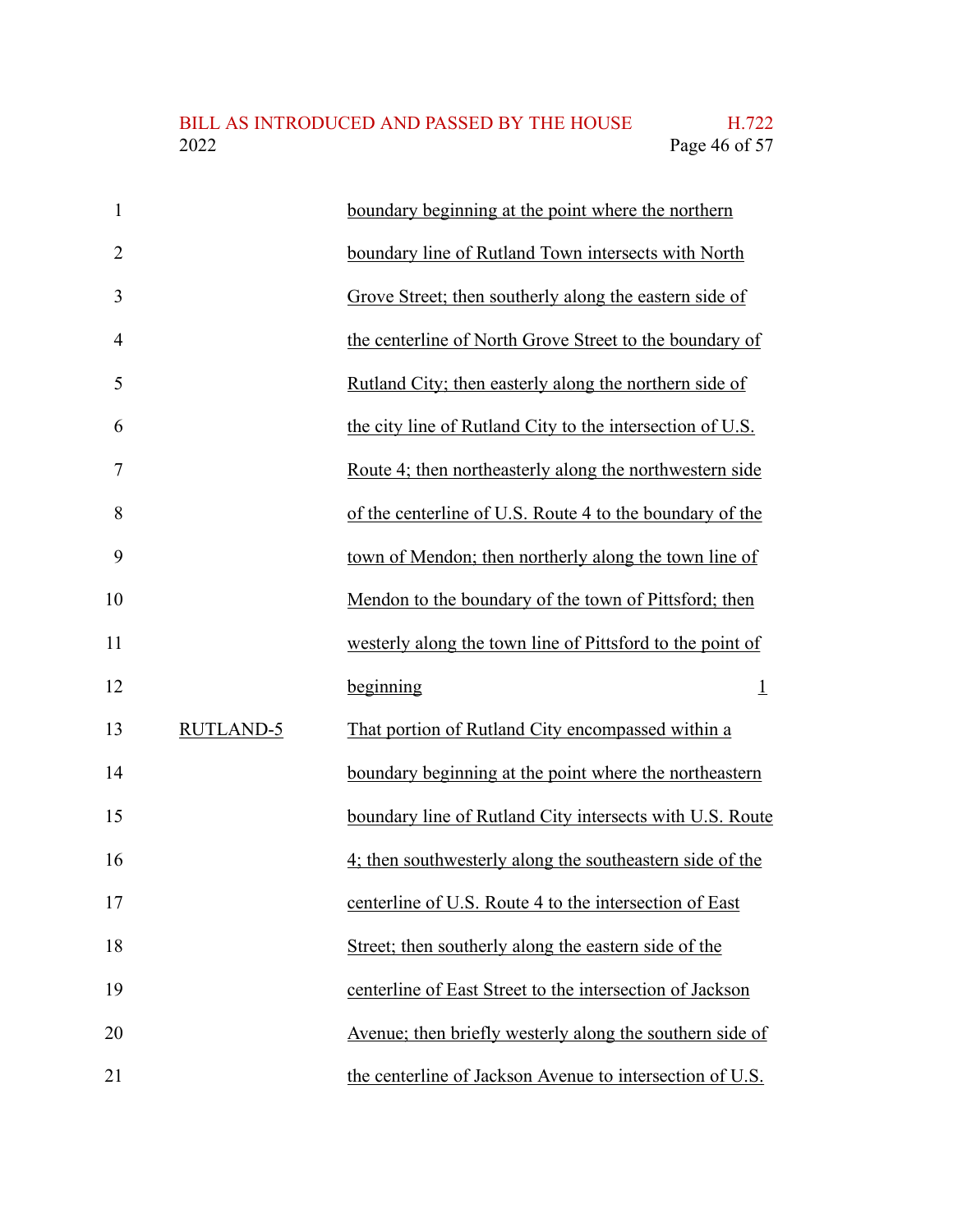| | | |
|---|---|---|
| | boundary beginning at the point where the northern boundary line of Rutland Town intersects with North Grove Street; then southerly along the eastern side of the centerline of North Grove Street to the boundary of Rutland City; then easterly along the northern side of the city line of Rutland City to the intersection of U.S. Route 4; then northeasterly along the northwestern side of the centerline of U.S. Route 4 to the boundary of the town of Mendon; then northerly along the town line of Mendon to the boundary of the town of Pittsford; then westerly along the town line of Pittsford to the point of beginning | 1 |
| RUTLAND-5 | That portion of Rutland City encompassed within a boundary beginning at the point where the northeastern boundary line of Rutland City intersects with U.S. Route 4; then southwesterly along the southeastern side of the centerline of U.S. Route 4 to the intersection of East Street; then southerly along the eastern side of the centerline of East Street to the intersection of Jackson Avenue; then briefly westerly along the southern side of the centerline of Jackson Avenue to intersection of U.S. | |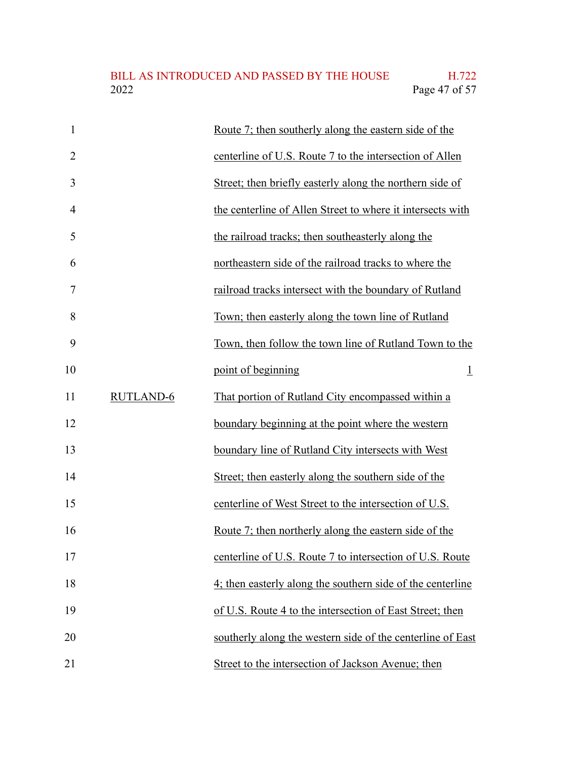Route 7; then southerly along the eastern side of the centerline of U.S. Route 7 to the intersection of Allen Street; then briefly easterly along the northern side of the centerline of Allen Street to where it intersects with the railroad tracks; then southeasterly along the northeastern side of the railroad tracks to where the railroad tracks intersect with the boundary of Rutland Town; then easterly along the town line of Rutland Town, then follow the town line of Rutland Town to the point of beginning 1

RUTLAND-6 That portion of Rutland City encompassed within a boundary beginning at the point where the western boundary line of Rutland City intersects with West Street; then easterly along the southern side of the centerline of West Street to the intersection of U.S. Route 7; then northerly along the eastern side of the centerline of U.S. Route 7 to intersection of U.S. Route 4; then easterly along the southern side of the centerline of U.S. Route 4 to the intersection of East Street; then southerly along the western side of the centerline of East Street to the intersection of Jackson Avenue; then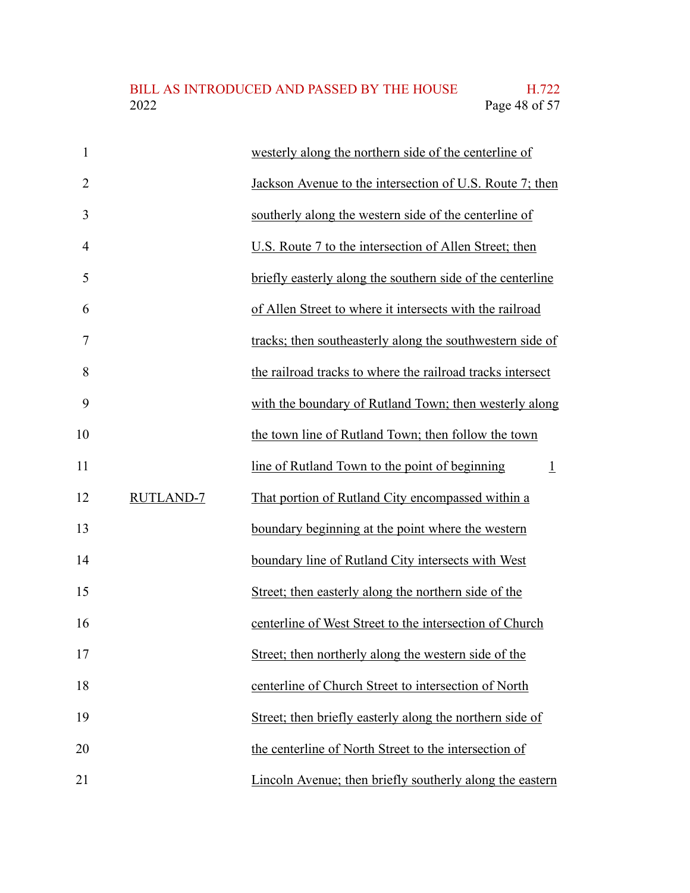westerly along the northern side of the centerline of Jackson Avenue to the intersection of U.S. Route 7; then southerly along the western side of the centerline of U.S. Route 7 to the intersection of Allen Street; then briefly easterly along the southern side of the centerline of Allen Street to where it intersects with the railroad tracks; then southeasterly along the southwestern side of the railroad tracks to where the railroad tracks intersect with the boundary of Rutland Town; then westerly along the town line of Rutland Town; then follow the town line of Rutland Town to the point of beginning 1

RUTLAND-7 That portion of Rutland City encompassed within a boundary beginning at the point where the western boundary line of Rutland City intersects with West Street; then easterly along the northern side of the centerline of West Street to the intersection of Church Street; then northerly along the western side of the centerline of Church Street to intersection of North Street; then briefly easterly along the northern side of the centerline of North Street to the intersection of Lincoln Avenue; then briefly southerly along the eastern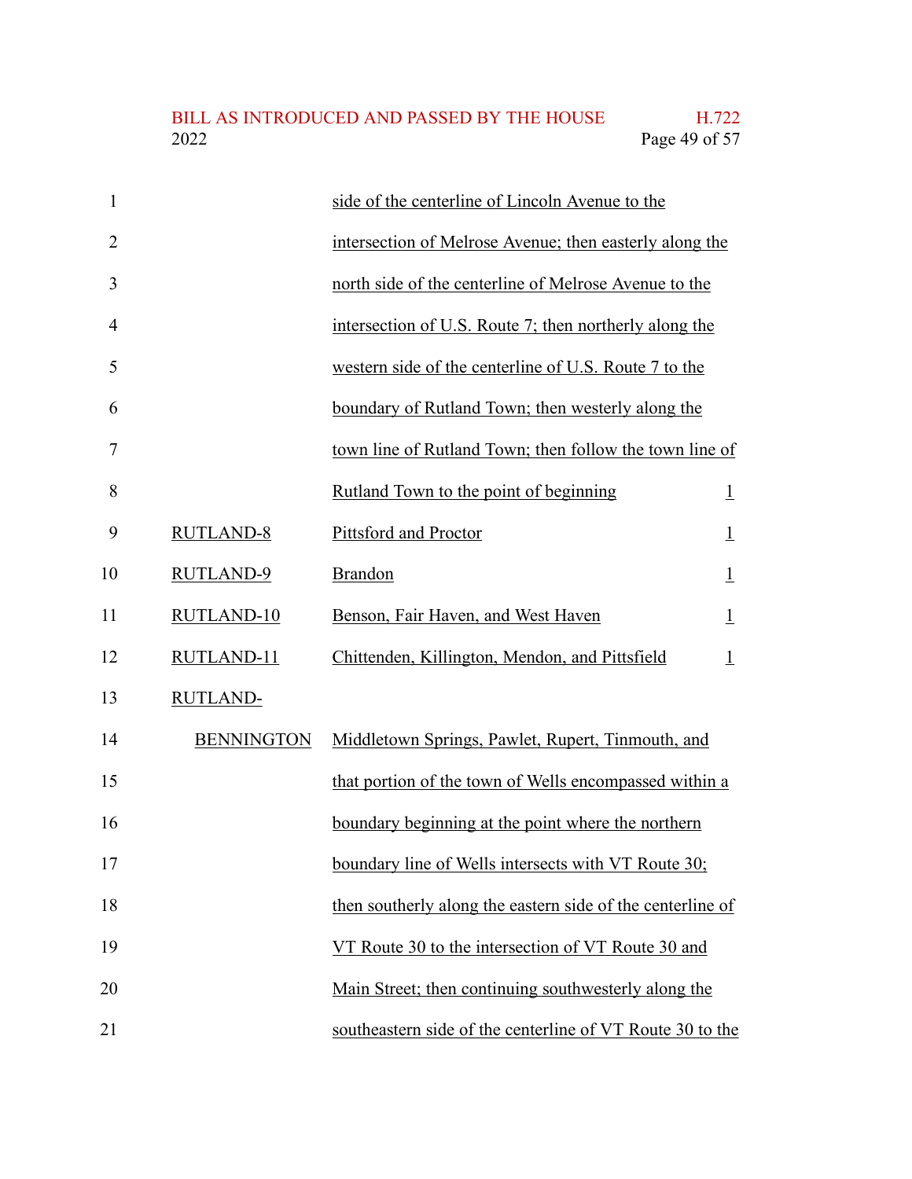| | | |
|---|---|---|
| | side of the centerline of Lincoln Avenue to the intersection of Melrose Avenue; then easterly along the north side of the centerline of Melrose Avenue to the intersection of U.S. Route 7; then northerly along the western side of the centerline of U.S. Route 7 to the boundary of Rutland Town; then westerly along the town line of Rutland Town; then follow the town line of Rutland Town to the point of beginning | 1 |
| RUTLAND-8 | Pittsford and Proctor | 1 |
| RUTLAND-9 | Brandon | 1 |
| RUTLAND-10 | Benson, Fair Haven, and West Haven | 1 |
| RUTLAND-11 | Chittenden, Killington, Mendon, and Pittsfield | 1 |
| RUTLAND-BENNINGTON | Middletown Springs, Pawlet, Rupert, Tinmouth, and that portion of the town of Wells encompassed within a boundary beginning at the point where the northern boundary line of Wells intersects with VT Route 30; then southerly along the eastern side of the centerline of VT Route 30 to the intersection of VT Route 30 and Main Street; then continuing southwesterly along the southeastern side of the centerline of VT Route 30 to the | |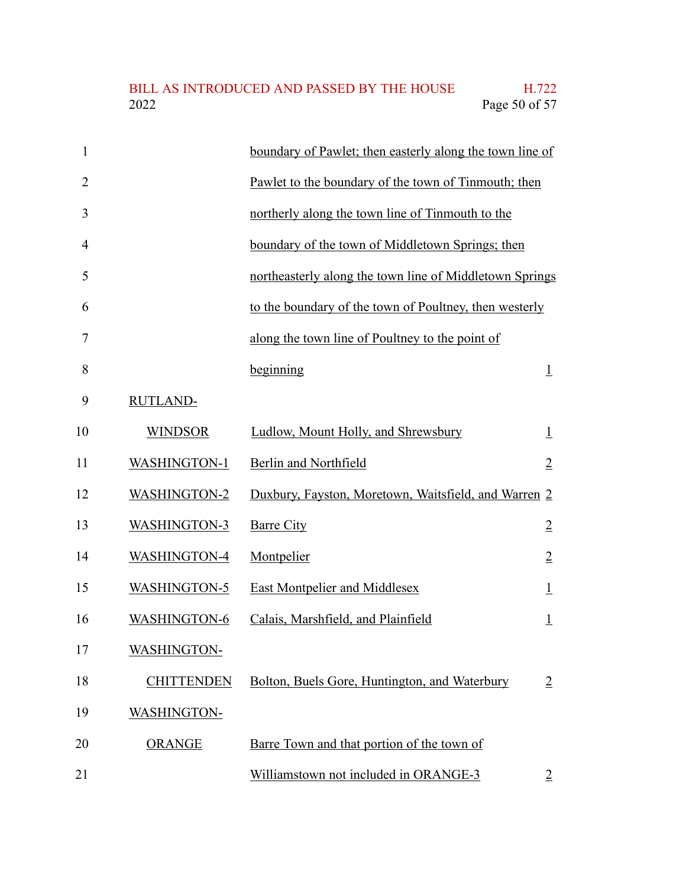| | | |
|---|---|---|
| | boundary of Pawlet; then easterly along the town line of Pawlet to the boundary of the town of Tinmouth; then northerly along the town line of Tinmouth to the boundary of the town of Middletown Springs; then northeasterly along the town line of Middletown Springs to the boundary of the town of Poultney, then westerly along the town line of Poultney to the point of beginning | 1 |
| RUTLAND-WINDSOR | Ludlow, Mount Holly, and Shrewsbury | 1 |
| WASHINGTON-1 | Berlin and Northfield | 2 |
| WASHINGTON-2 | Duxbury, Fayston, Moretown, Waitsfield, and Warren | 2 |
| WASHINGTON-3 | Barre City | 2 |
| WASHINGTON-4 | Montpelier | 2 |
| WASHINGTON-5 | East Montpelier and Middlesex | 1 |
| WASHINGTON-6 | Calais, Marshfield, and Plainfield | 1 |
| WASHINGTON-CHITTENDEN | Bolton, Buels Gore, Huntington, and Waterbury | 2 |
| WASHINGTON-ORANGE | Barre Town and that portion of the town of Williamstown not included in ORANGE-3 | 2 |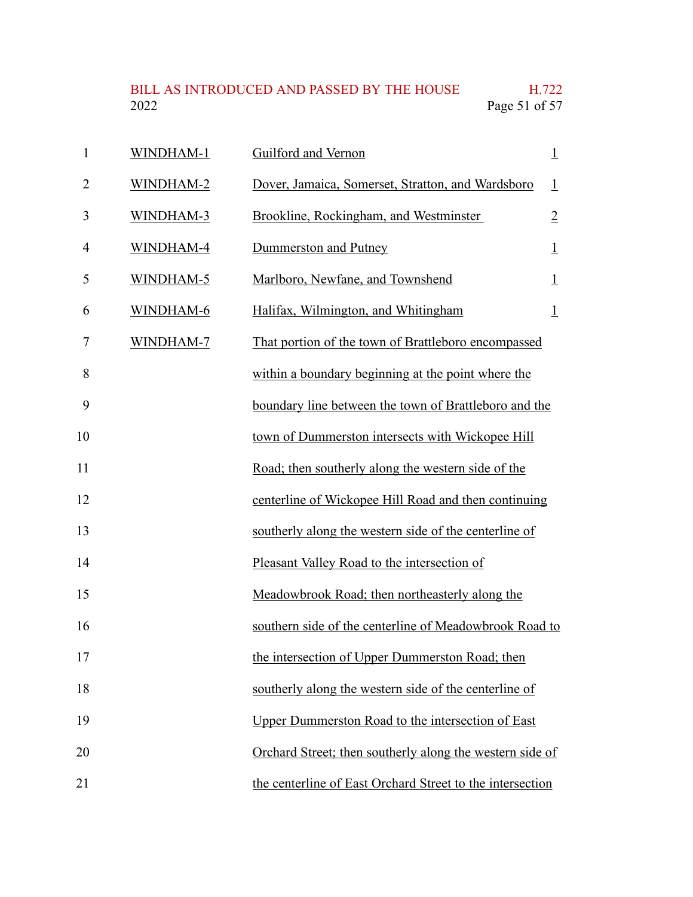| | | |
|---|---|---|
| WINDHAM-1 | Guilford and Vernon | 1 |
| WINDHAM-2 | Dover, Jamaica, Somerset, Stratton, and Wardsboro | 1 |
| WINDHAM-3 | Brookline, Rockingham, and Westminster | 2 |
| WINDHAM-4 | Dummerston and Putney | 1 |
| WINDHAM-5 | Marlboro, Newfane, and Townshend | 1 |
| WINDHAM-6 | Halifax, Wilmington, and Whitingham | 1 |
| WINDHAM-7 | That portion of the town of Brattleboro encompassed within a boundary beginning at the point where the boundary line between the town of Brattleboro and the town of Dummerston intersects with Wickopee Hill Road; then southerly along the western side of the centerline of Wickopee Hill Road and then continuing southerly along the western side of the centerline of Pleasant Valley Road to the intersection of Meadowbrook Road; then northeasterly along the southern side of the centerline of Meadowbrook Road to the intersection of Upper Dummerston Road; then southerly along the western side of the centerline of Upper Dummerston Road to the intersection of East Orchard Street; then southerly along the western side of the centerline of East Orchard Street to the intersection | |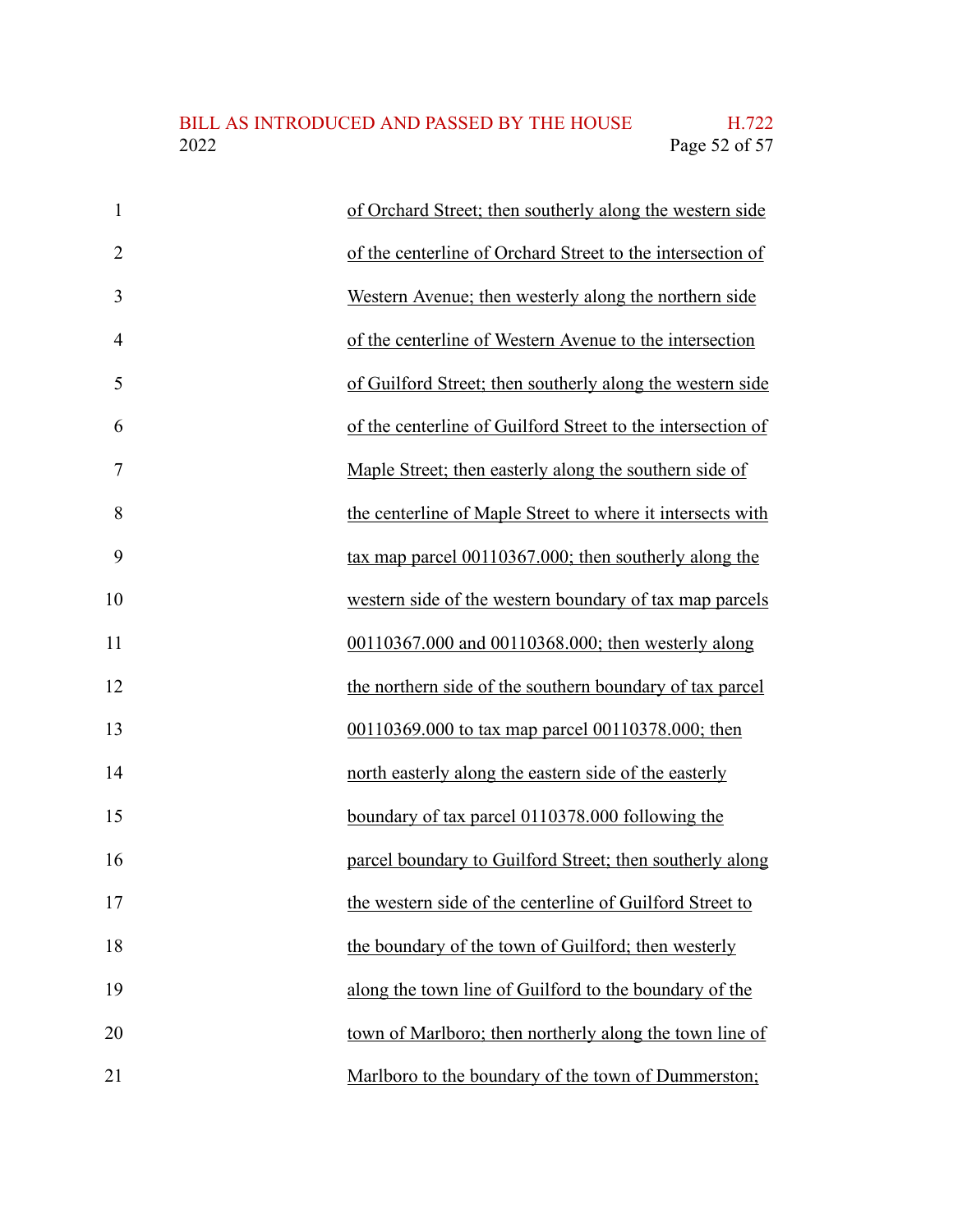of Orchard Street; then southerly along the western side of the centerline of Orchard Street to the intersection of Western Avenue; then westerly along the northern side of the centerline of Western Avenue to the intersection of Guilford Street; then southerly along the western side of the centerline of Guilford Street to the intersection of Maple Street; then easterly along the southern side of the centerline of Maple Street to where it intersects with tax map parcel 00110367.000; then southerly along the western side of the western boundary of tax map parcels 00110367.000 and 00110368.000; then westerly along the northern side of the southern boundary of tax parcel 00110369.000 to tax map parcel 00110378.000; then north easterly along the eastern side of the easterly boundary of tax parcel 0110378.000 following the parcel boundary to Guilford Street; then southerly along the western side of the centerline of Guilford Street to the boundary of the town of Guilford; then westerly along the town line of Guilford to the boundary of the town of Marlboro; then northerly along the town line of Marlboro to the boundary of the town of Dummerston;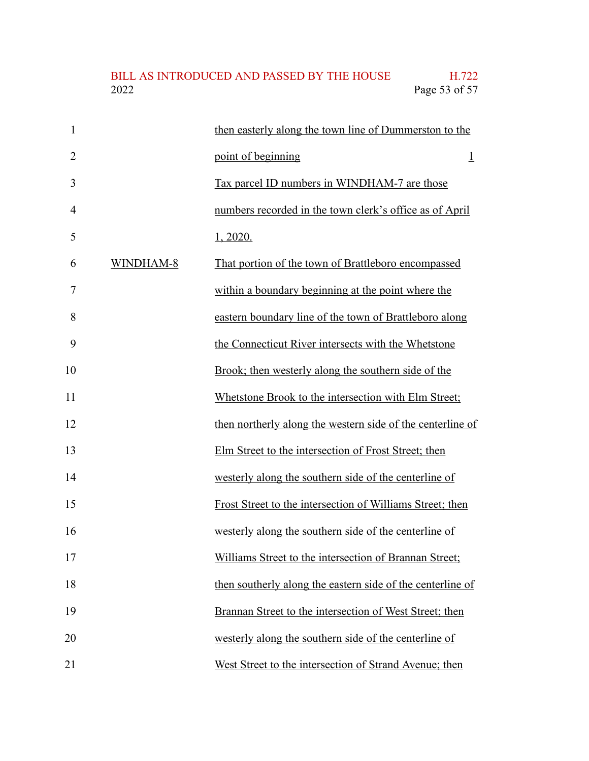then easterly along the town line of Dummerston to the point of beginning 1

Tax parcel ID numbers in WINDHAM-7 are those numbers recorded in the town clerk's office as of April 1, 2020.

WINDHAM-8 That portion of the town of Brattleboro encompassed within a boundary beginning at the point where the eastern boundary line of the town of Brattleboro along the Connecticut River intersects with the Whetstone Brook; then westerly along the southern side of the Whetstone Brook to the intersection with Elm Street; then northerly along the western side of the centerline of Elm Street to the intersection of Frost Street; then westerly along the southern side of the centerline of Frost Street to the intersection of Williams Street; then westerly along the southern side of the centerline of Williams Street to the intersection of Brannan Street; then southerly along the eastern side of the centerline of Brannan Street to the intersection of West Street; then westerly along the southern side of the centerline of West Street to the intersection of Strand Avenue; then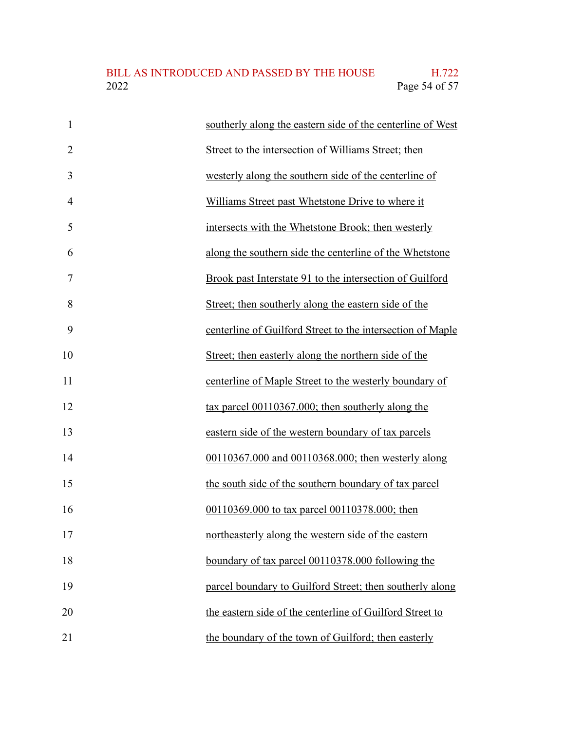southerly along the eastern side of the centerline of West Street to the intersection of Williams Street; then westerly along the southern side of the centerline of Williams Street past Whetstone Drive to where it intersects with the Whetstone Brook; then westerly along the southern side the centerline of the Whetstone Brook past Interstate 91 to the intersection of Guilford Street; then southerly along the eastern side of the centerline of Guilford Street to the intersection of Maple Street; then easterly along the northern side of the centerline of Maple Street to the westerly boundary of tax parcel 00110367.000; then southerly along the eastern side of the western boundary of tax parcels 00110367.000 and 00110368.000; then westerly along the south side of the southern boundary of tax parcel 00110369.000 to tax parcel 00110378.000; then northeasterly along the western side of the eastern boundary of tax parcel 00110378.000 following the parcel boundary to Guilford Street; then southerly along the eastern side of the centerline of Guilford Street to the boundary of the town of Guilford; then easterly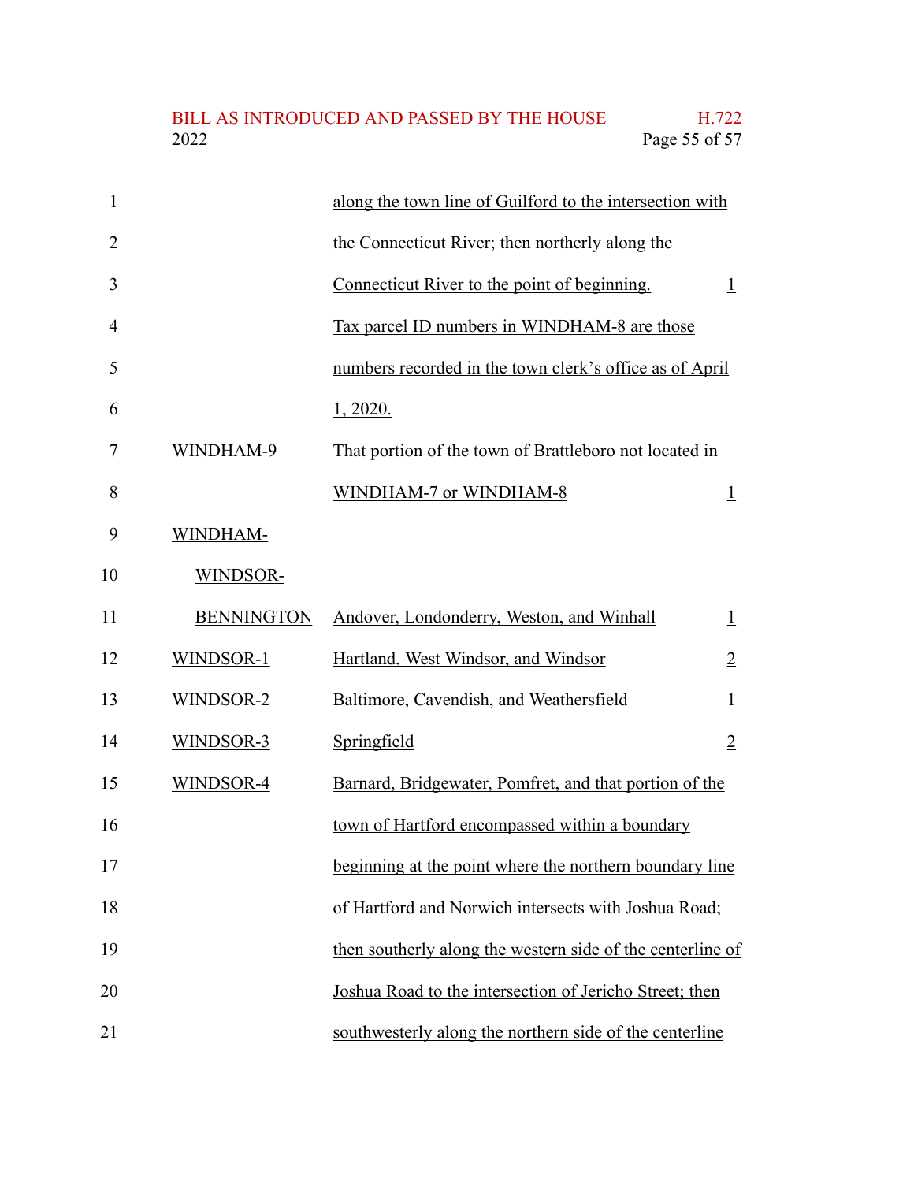| | | |
|---|---|---|
| | along the town line of Guilford to the intersection with the Connecticut River; then northerly along the Connecticut River to the point of beginning. | 1 |
| | Tax parcel ID numbers in WINDHAM-8 are those numbers recorded in the town clerk's office as of April 1, 2020. | |
| WINDHAM-9 | That portion of the town of Brattleboro not located in WINDHAM-7 or WINDHAM-8 | 1 |
| WINDHAM-WINDSOR-BENNINGTON | Andover, Londonderry, Weston, and Winhall | 1 |
| WINDSOR-1 | Hartland, West Windsor, and Windsor | 2 |
| WINDSOR-2 | Baltimore, Cavendish, and Weathersfield | 1 |
| WINDSOR-3 | Springfield | 2 |
| WINDSOR-4 | Barnard, Bridgewater, Pomfret, and that portion of the town of Hartford encompassed within a boundary beginning at the point where the northern boundary line of Hartford and Norwich intersects with Joshua Road; then southerly along the western side of the centerline of Joshua Road to the intersection of Jericho Street; then southwesterly along the northern side of the centerline | |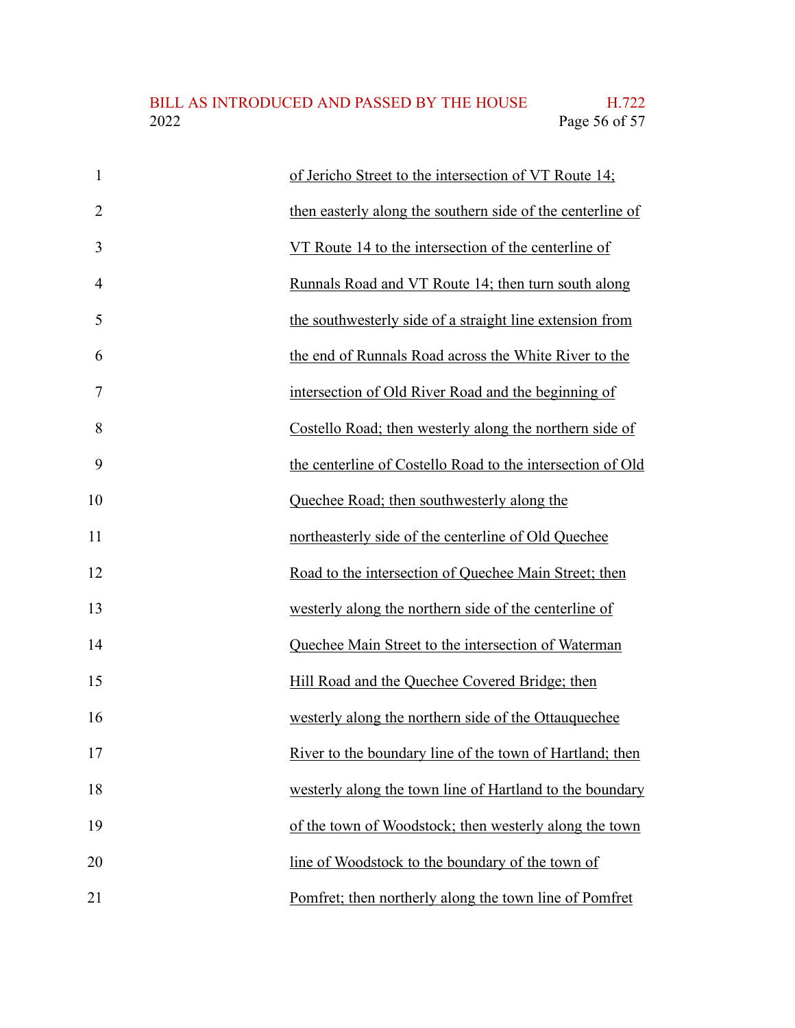of Jericho Street to the intersection of VT Route 14; then easterly along the southern side of the centerline of VT Route 14 to the intersection of the centerline of Runnals Road and VT Route 14; then turn south along the southwesterly side of a straight line extension from the end of Runnals Road across the White River to the intersection of Old River Road and the beginning of Costello Road; then westerly along the northern side of the centerline of Costello Road to the intersection of Old Quechee Road; then southwesterly along the northeasterly side of the centerline of Old Quechee Road to the intersection of Quechee Main Street; then westerly along the northern side of the centerline of Quechee Main Street to the intersection of Waterman Hill Road and the Quechee Covered Bridge; then westerly along the northern side of the Ottauquechee River to the boundary line of the town of Hartland; then westerly along the town line of Hartland to the boundary of the town of Woodstock; then westerly along the town line of Woodstock to the boundary of the town of Pomfret; then northerly along the town line of Pomfret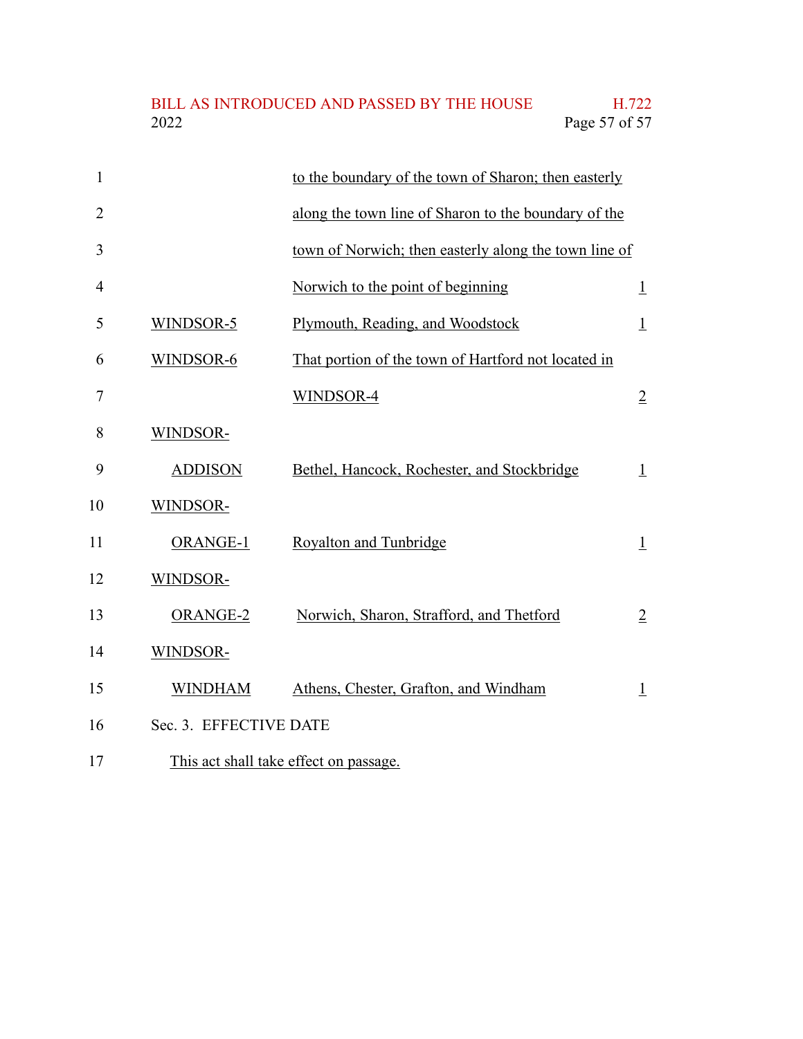| | | |
|---|---|---|
| | to the boundary of the town of Sharon; then easterly along the town line of Sharon to the boundary of the town of Norwich; then easterly along the town line of Norwich to the point of beginning | 1 |
| WINDSOR-5 | Plymouth, Reading, and Woodstock | 1 |
| WINDSOR-6 | That portion of the town of Hartford not located in WINDSOR-4 | 2 |
| WINDSOR-ADDISON | Bethel, Hancock, Rochester, and Stockbridge | 1 |
| WINDSOR-ORANGE-1 | Royalton and Tunbridge | 1 |
| WINDSOR-ORANGE-2 | Norwich, Sharon, Strafford, and Thetford | 2 |
| WINDSOR-WINDHAM | Athens, Chester, Grafton, and Windham | 1 |

Sec. 3. EFFECTIVE DATE

This act shall take effect on passage.